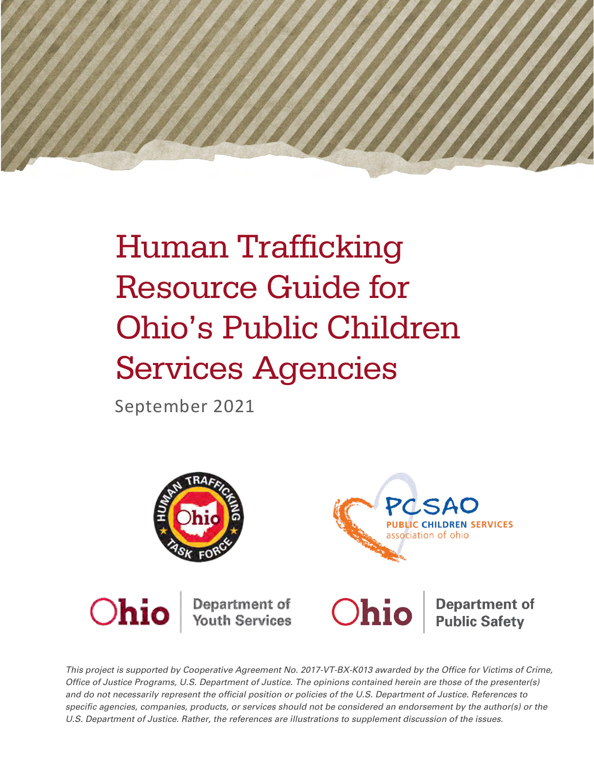# Human Trafficking Resource Guide for Ohio's Public Children Services Agencies

September 2021

*This project is supported by Cooperative Agreement No. 2017-VT-BX-K013 awarded by the Office for Victims of Crime, Office of Justice Programs, U.S. Department of Justice. The opinions contained herein are those of the presenter(s) and do not necessarily represent the official position or policies of the U.S. Department of Justice. References to specific agencies, companies, products, or services should not be considered an endorsement by the author(s) or the U.S. Department of Justice. Rather, the references are illustrations to supplement discussion of the issues.*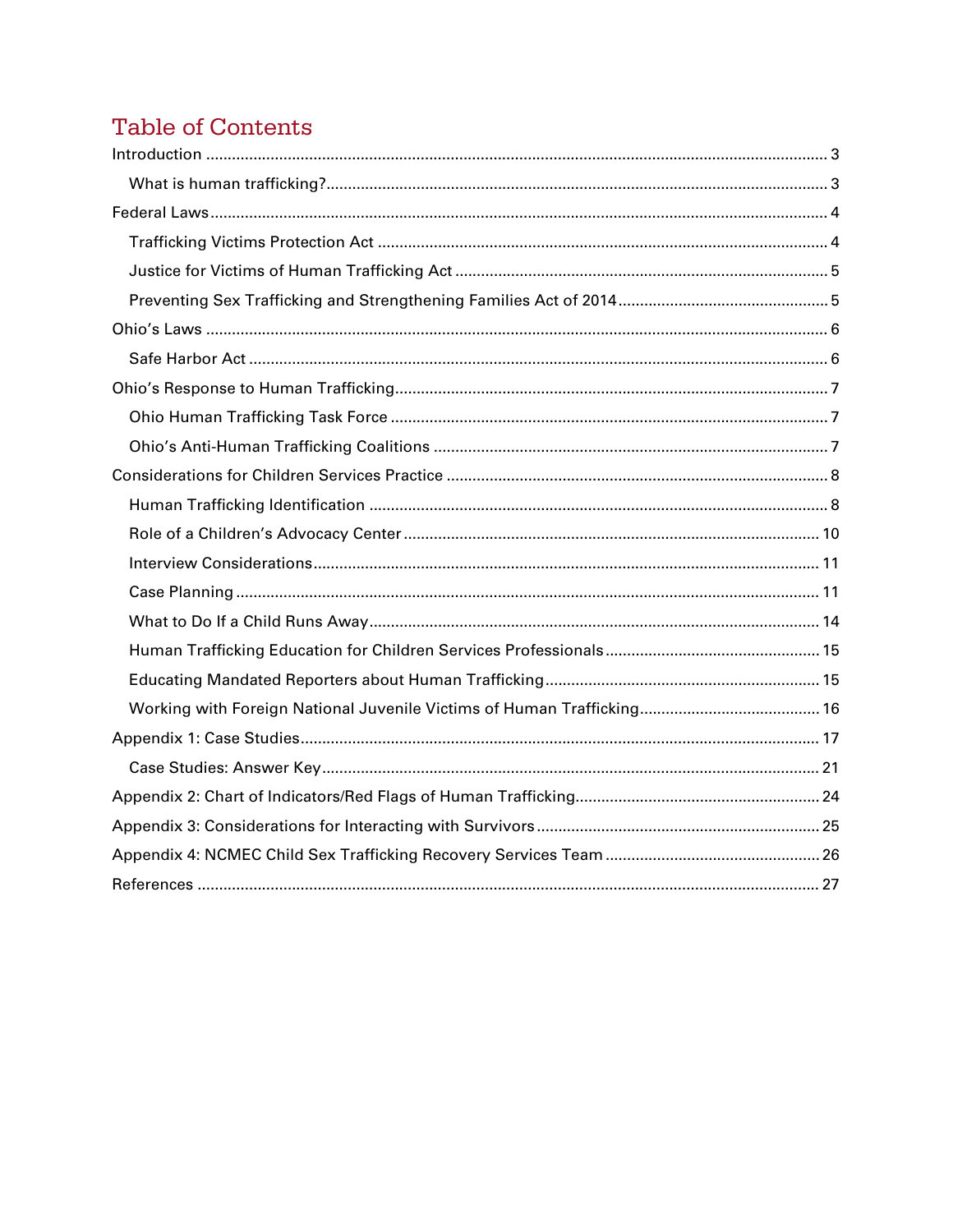# Table of Contents

- Introduction ........ 3
  - What is human trafficking? ........ 3
- Federal Laws ........ 4
  - Trafficking Victims Protection Act ........ 4
  - Justice for Victims of Human Trafficking Act ........ 5
  - Preventing Sex Trafficking and Strengthening Families Act of 2014 ........ 5
- Ohio's Laws ........ 6
  - Safe Harbor Act ........ 6
- Ohio's Response to Human Trafficking ........ 7
  - Ohio Human Trafficking Task Force ........ 7
  - Ohio's Anti-Human Trafficking Coalitions ........ 7
- Considerations for Children Services Practice ........ 8
  - Human Trafficking Identification ........ 8
  - Role of a Children's Advocacy Center ........ 10
  - Interview Considerations ........ 11
  - Case Planning ........ 11
  - What to Do If a Child Runs Away ........ 14
  - Human Trafficking Education for Children Services Professionals ........ 15
  - Educating Mandated Reporters about Human Trafficking ........ 15
  - Working with Foreign National Juvenile Victims of Human Trafficking ........ 16
- Appendix 1: Case Studies ........ 17
  - Case Studies: Answer Key ........ 21
- Appendix 2: Chart of Indicators/Red Flags of Human Trafficking ........ 24
- Appendix 3: Considerations for Interacting with Survivors ........ 25
- Appendix 4: NCMEC Child Sex Trafficking Recovery Services Team ........ 26
- References ........ 27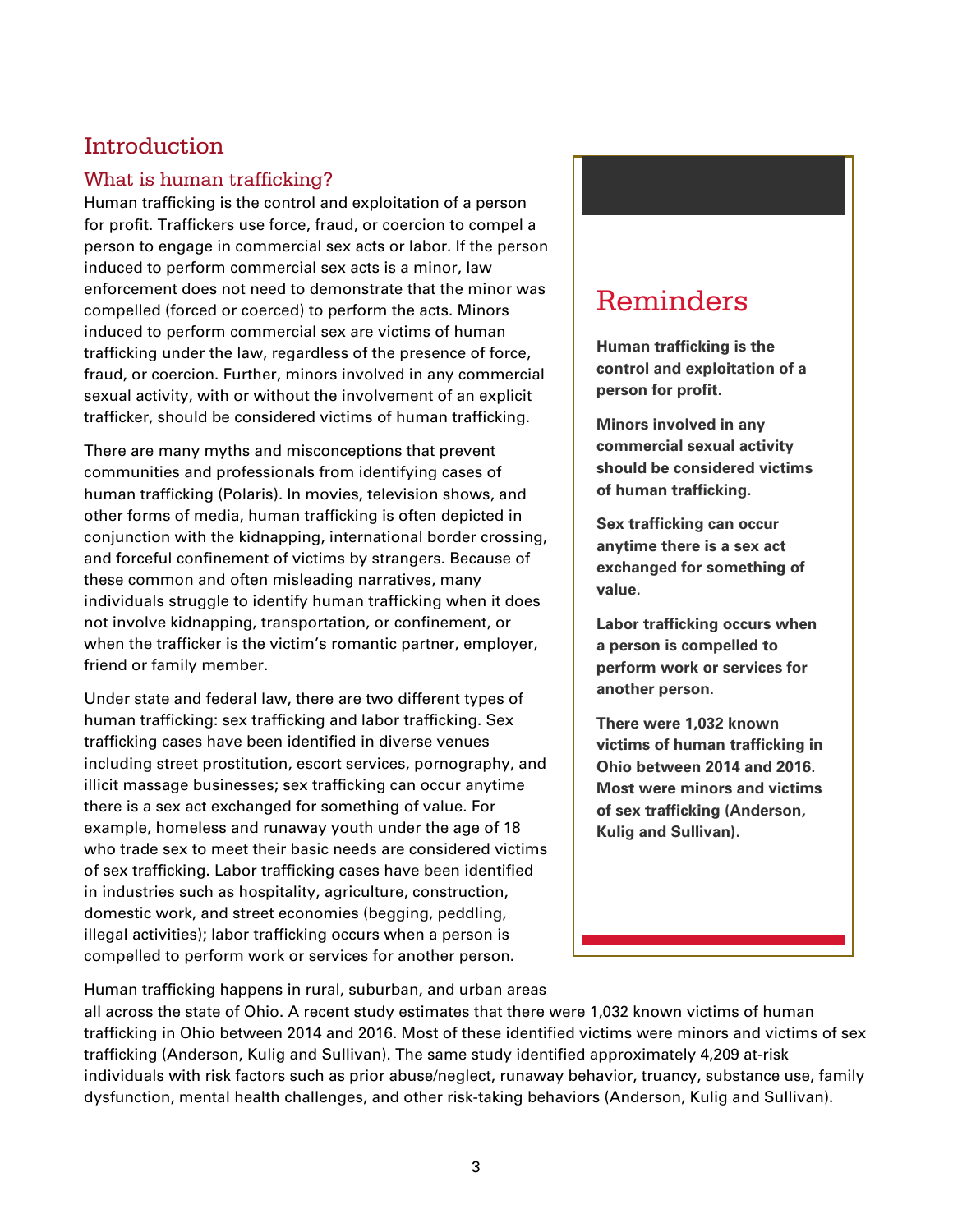# Introduction

## What is human trafficking?

Human trafficking is the control and exploitation of a person for profit. Traffickers use force, fraud, or coercion to compel a person to engage in commercial sex acts or labor. If the person induced to perform commercial sex acts is a minor, law enforcement does not need to demonstrate that the minor was compelled (forced or coerced) to perform the acts. Minors induced to perform commercial sex are victims of human trafficking under the law, regardless of the presence of force, fraud, or coercion. Further, minors involved in any commercial sexual activity, with or without the involvement of an explicit trafficker, should be considered victims of human trafficking.

There are many myths and misconceptions that prevent communities and professionals from identifying cases of human trafficking (Polaris). In movies, television shows, and other forms of media, human trafficking is often depicted in conjunction with the kidnapping, international border crossing, and forceful confinement of victims by strangers. Because of these common and often misleading narratives, many individuals struggle to identify human trafficking when it does not involve kidnapping, transportation, or confinement, or when the trafficker is the victim's romantic partner, employer, friend or family member.

Under state and federal law, there are two different types of human trafficking: sex trafficking and labor trafficking. Sex trafficking cases have been identified in diverse venues including street prostitution, escort services, pornography, and illicit massage businesses; sex trafficking can occur anytime there is a sex act exchanged for something of value. For example, homeless and runaway youth under the age of 18 who trade sex to meet their basic needs are considered victims of sex trafficking. Labor trafficking cases have been identified in industries such as hospitality, agriculture, construction, domestic work, and street economies (begging, peddling, illegal activities); labor trafficking occurs when a person is compelled to perform work or services for another person.

Human trafficking happens in rural, suburban, and urban areas all across the state of Ohio. A recent study estimates that there were 1,032 known victims of human trafficking in Ohio between 2014 and 2016. Most of these identified victims were minors and victims of sex trafficking (Anderson, Kulig and Sullivan). The same study identified approximately 4,209 at-risk individuals with risk factors such as prior abuse/neglect, runaway behavior, truancy, substance use, family dysfunction, mental health challenges, and other risk-taking behaviors (Anderson, Kulig and Sullivan).

## Reminders

**Human trafficking is the control and exploitation of a person for profit.**

**Minors involved in any commercial sexual activity should be considered victims of human trafficking.**

**Sex trafficking can occur anytime there is a sex act exchanged for something of value.**

**Labor trafficking occurs when a person is compelled to perform work or services for another person.**

**There were 1,032 known victims of human trafficking in Ohio between 2014 and 2016. Most were minors and victims of sex trafficking (Anderson, Kulig and Sullivan).**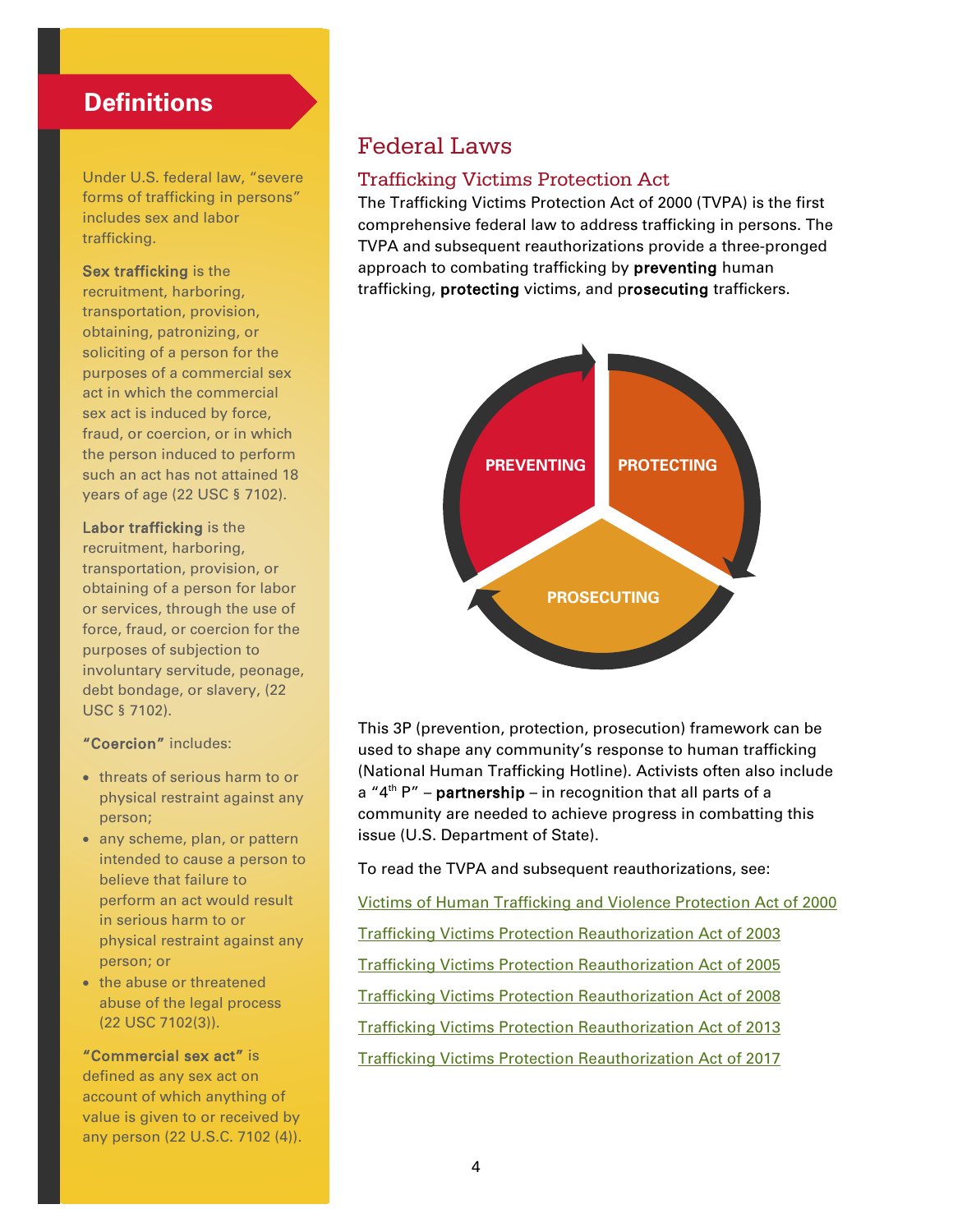## Definitions

Under U.S. federal law, "severe forms of trafficking in persons" includes sex and labor trafficking.

**Sex trafficking** is the recruitment, harboring, transportation, provision, obtaining, patronizing, or soliciting of a person for the purposes of a commercial sex act in which the commercial sex act is induced by force, fraud, or coercion, or in which the person induced to perform such an act has not attained 18 years of age (22 USC § 7102).

**Labor trafficking** is the recruitment, harboring, transportation, provision, or obtaining of a person for labor or services, through the use of force, fraud, or coercion for the purposes of subjection to involuntary servitude, peonage, debt bondage, or slavery, (22 USC § 7102).

**"Coercion"** includes:

- threats of serious harm to or physical restraint against any person;
- any scheme, plan, or pattern intended to cause a person to believe that failure to perform an act would result in serious harm to or physical restraint against any person; or
- the abuse or threatened abuse of the legal process (22 USC 7102(3)).

**"Commercial sex act"** is defined as any sex act on account of which anything of value is given to or received by any person (22 U.S.C. 7102 (4)).

# Federal Laws

## Trafficking Victims Protection Act

The Trafficking Victims Protection Act of 2000 (TVPA) is the first comprehensive federal law to address trafficking in persons. The TVPA and subsequent reauthorizations provide a three-pronged approach to combating trafficking by **preventing** human trafficking, **protecting** victims, and p**rosecuting** traffickers.

PREVENTING → PROTECTING → PROSECUTING

This 3P (prevention, protection, prosecution) framework can be used to shape any community's response to human trafficking (National Human Trafficking Hotline). Activists often also include a "4th P" – **partnership** – in recognition that all parts of a community are needed to achieve progress in combatting this issue (U.S. Department of State).

To read the TVPA and subsequent reauthorizations, see:

Victims of Human Trafficking and Violence Protection Act of 2000

Trafficking Victims Protection Reauthorization Act of 2003

Trafficking Victims Protection Reauthorization Act of 2005

Trafficking Victims Protection Reauthorization Act of 2008

Trafficking Victims Protection Reauthorization Act of 2013

Trafficking Victims Protection Reauthorization Act of 2017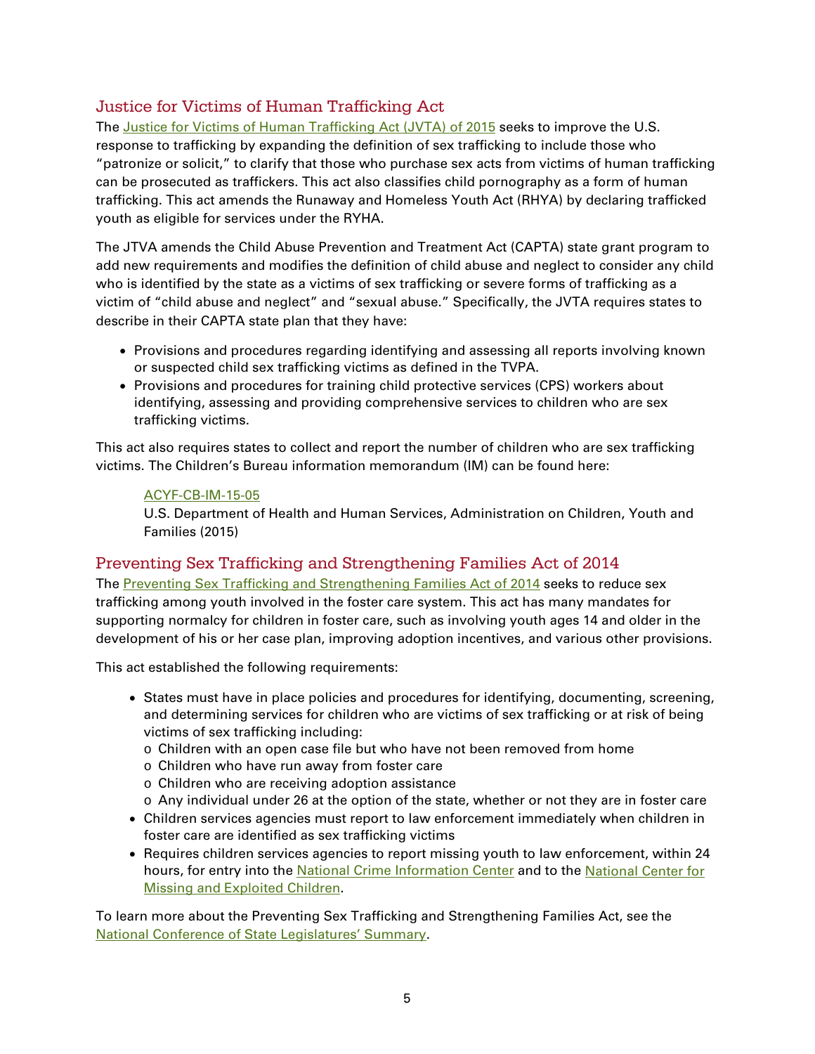## Justice for Victims of Human Trafficking Act

The Justice for Victims of Human Trafficking Act (JVTA) of 2015 seeks to improve the U.S. response to trafficking by expanding the definition of sex trafficking to include those who "patronize or solicit," to clarify that those who purchase sex acts from victims of human trafficking can be prosecuted as traffickers. This act also classifies child pornography as a form of human trafficking. This act amends the Runaway and Homeless Youth Act (RHYA) by declaring trafficked youth as eligible for services under the RYHA.

The JTVA amends the Child Abuse Prevention and Treatment Act (CAPTA) state grant program to add new requirements and modifies the definition of child abuse and neglect to consider any child who is identified by the state as a victims of sex trafficking or severe forms of trafficking as a victim of "child abuse and neglect" and "sexual abuse." Specifically, the JVTA requires states to describe in their CAPTA state plan that they have:

- Provisions and procedures regarding identifying and assessing all reports involving known or suspected child sex trafficking victims as defined in the TVPA.
- Provisions and procedures for training child protective services (CPS) workers about identifying, assessing and providing comprehensive services to children who are sex trafficking victims.

This act also requires states to collect and report the number of children who are sex trafficking victims. The Children's Bureau information memorandum (IM) can be found here:

> ACYF-CB-IM-15-05
> U.S. Department of Health and Human Services, Administration on Children, Youth and Families (2015)

## Preventing Sex Trafficking and Strengthening Families Act of 2014

The Preventing Sex Trafficking and Strengthening Families Act of 2014 seeks to reduce sex trafficking among youth involved in the foster care system. This act has many mandates for supporting normalcy for children in foster care, such as involving youth ages 14 and older in the development of his or her case plan, improving adoption incentives, and various other provisions.

This act established the following requirements:

- States must have in place policies and procedures for identifying, documenting, screening, and determining services for children who are victims of sex trafficking or at risk of being victims of sex trafficking including:
  - Children with an open case file but who have not been removed from home
  - Children who have run away from foster care
  - Children who are receiving adoption assistance
  - Any individual under 26 at the option of the state, whether or not they are in foster care
- Children services agencies must report to law enforcement immediately when children in foster care are identified as sex trafficking victims
- Requires children services agencies to report missing youth to law enforcement, within 24 hours, for entry into the National Crime Information Center and to the National Center for Missing and Exploited Children.

To learn more about the Preventing Sex Trafficking and Strengthening Families Act, see the National Conference of State Legislatures' Summary.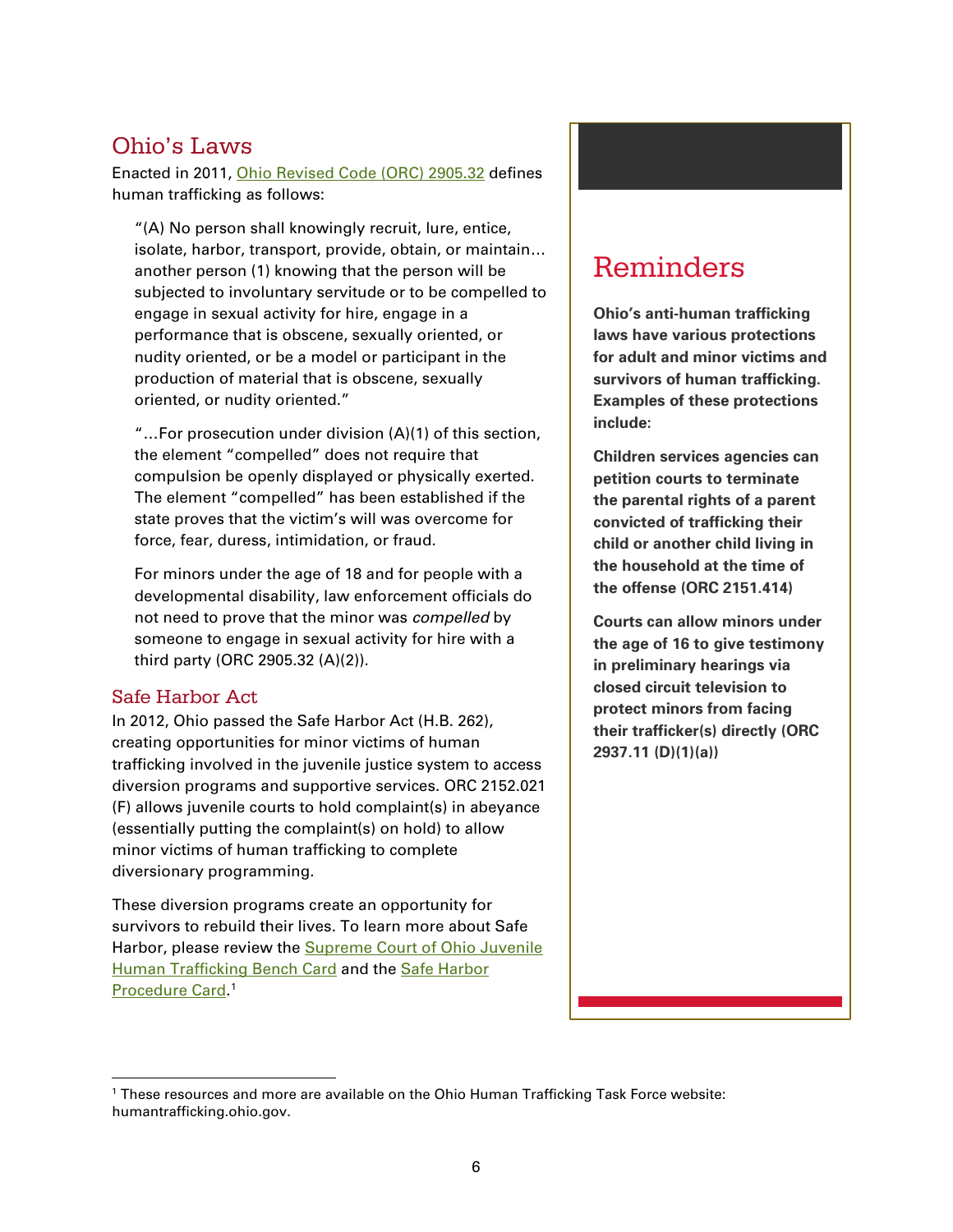## Ohio's Laws

Enacted in 2011, Ohio Revised Code (ORC) 2905.32 defines human trafficking as follows:

> "(A) No person shall knowingly recruit, lure, entice, isolate, harbor, transport, provide, obtain, or maintain… another person (1) knowing that the person will be subjected to involuntary servitude or to be compelled to engage in sexual activity for hire, engage in a performance that is obscene, sexually oriented, or nudity oriented, or be a model or participant in the production of material that is obscene, sexually oriented, or nudity oriented."
>
> "…For prosecution under division (A)(1) of this section, the element "compelled" does not require that compulsion be openly displayed or physically exerted. The element "compelled" has been established if the state proves that the victim's will was overcome for force, fear, duress, intimidation, or fraud.
>
> For minors under the age of 18 and for people with a developmental disability, law enforcement officials do not need to prove that the minor was *compelled* by someone to engage in sexual activity for hire with a third party (ORC 2905.32 (A)(2)).

### Safe Harbor Act

In 2012, Ohio passed the Safe Harbor Act (H.B. 262), creating opportunities for minor victims of human trafficking involved in the juvenile justice system to access diversion programs and supportive services. ORC 2152.021 (F) allows juvenile courts to hold complaint(s) in abeyance (essentially putting the complaint(s) on hold) to allow minor victims of human trafficking to complete diversionary programming.

These diversion programs create an opportunity for survivors to rebuild their lives. To learn more about Safe Harbor, please review the Supreme Court of Ohio Juvenile Human Trafficking Bench Card and the Safe Harbor Procedure Card.[1]

## Reminders

**Ohio's anti-human trafficking laws have various protections for adult and minor victims and survivors of human trafficking. Examples of these protections include:**

**Children services agencies can petition courts to terminate the parental rights of a parent convicted of trafficking their child or another child living in the household at the time of the offense (ORC 2151.414)**

**Courts can allow minors under the age of 16 to give testimony in preliminary hearings via closed circuit television to protect minors from facing their trafficker(s) directly (ORC 2937.11 (D)(1)(a))**

[1] These resources and more are available on the Ohio Human Trafficking Task Force website: humantrafficking.ohio.gov.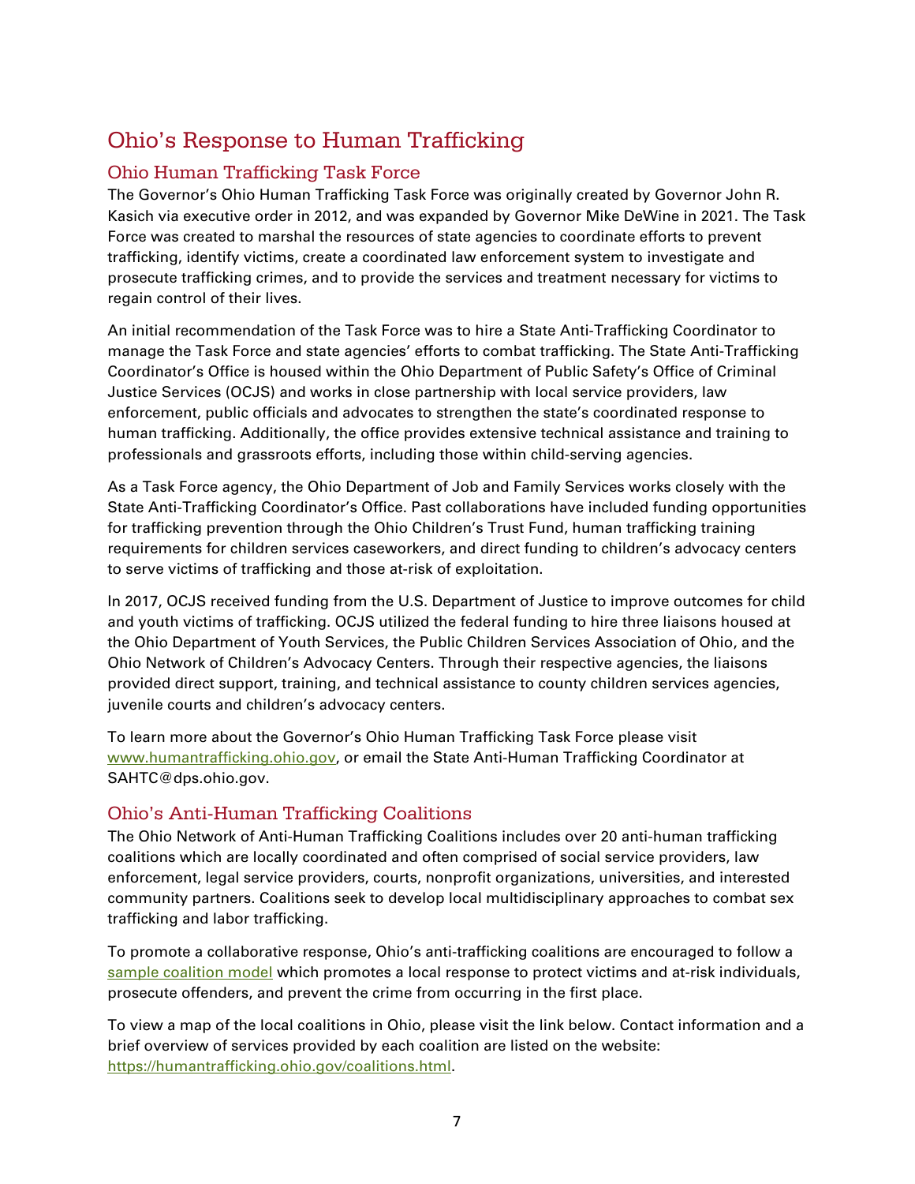# Ohio's Response to Human Trafficking

## Ohio Human Trafficking Task Force

The Governor's Ohio Human Trafficking Task Force was originally created by Governor John R. Kasich via executive order in 2012, and was expanded by Governor Mike DeWine in 2021. The Task Force was created to marshal the resources of state agencies to coordinate efforts to prevent trafficking, identify victims, create a coordinated law enforcement system to investigate and prosecute trafficking crimes, and to provide the services and treatment necessary for victims to regain control of their lives.

An initial recommendation of the Task Force was to hire a State Anti-Trafficking Coordinator to manage the Task Force and state agencies' efforts to combat trafficking. The State Anti-Trafficking Coordinator's Office is housed within the Ohio Department of Public Safety's Office of Criminal Justice Services (OCJS) and works in close partnership with local service providers, law enforcement, public officials and advocates to strengthen the state's coordinated response to human trafficking. Additionally, the office provides extensive technical assistance and training to professionals and grassroots efforts, including those within child-serving agencies.

As a Task Force agency, the Ohio Department of Job and Family Services works closely with the State Anti-Trafficking Coordinator's Office. Past collaborations have included funding opportunities for trafficking prevention through the Ohio Children's Trust Fund, human trafficking training requirements for children services caseworkers, and direct funding to children's advocacy centers to serve victims of trafficking and those at-risk of exploitation.

In 2017, OCJS received funding from the U.S. Department of Justice to improve outcomes for child and youth victims of trafficking. OCJS utilized the federal funding to hire three liaisons housed at the Ohio Department of Youth Services, the Public Children Services Association of Ohio, and the Ohio Network of Children's Advocacy Centers. Through their respective agencies, the liaisons provided direct support, training, and technical assistance to county children services agencies, juvenile courts and children's advocacy centers.

To learn more about the Governor's Ohio Human Trafficking Task Force please visit [www.humantrafficking.ohio.gov](http://www.humantrafficking.ohio.gov), or email the State Anti-Human Trafficking Coordinator at SAHTC@dps.ohio.gov.

## Ohio's Anti-Human Trafficking Coalitions

The Ohio Network of Anti-Human Trafficking Coalitions includes over 20 anti-human trafficking coalitions which are locally coordinated and often comprised of social service providers, law enforcement, legal service providers, courts, nonprofit organizations, universities, and interested community partners. Coalitions seek to develop local multidisciplinary approaches to combat sex trafficking and labor trafficking.

To promote a collaborative response, Ohio's anti-trafficking coalitions are encouraged to follow a sample coalition model which promotes a local response to protect victims and at-risk individuals, prosecute offenders, and prevent the crime from occurring in the first place.

To view a map of the local coalitions in Ohio, please visit the link below. Contact information and a brief overview of services provided by each coalition are listed on the website: [https://humantrafficking.ohio.gov/coalitions.html](https://humantrafficking.ohio.gov/coalitions.html).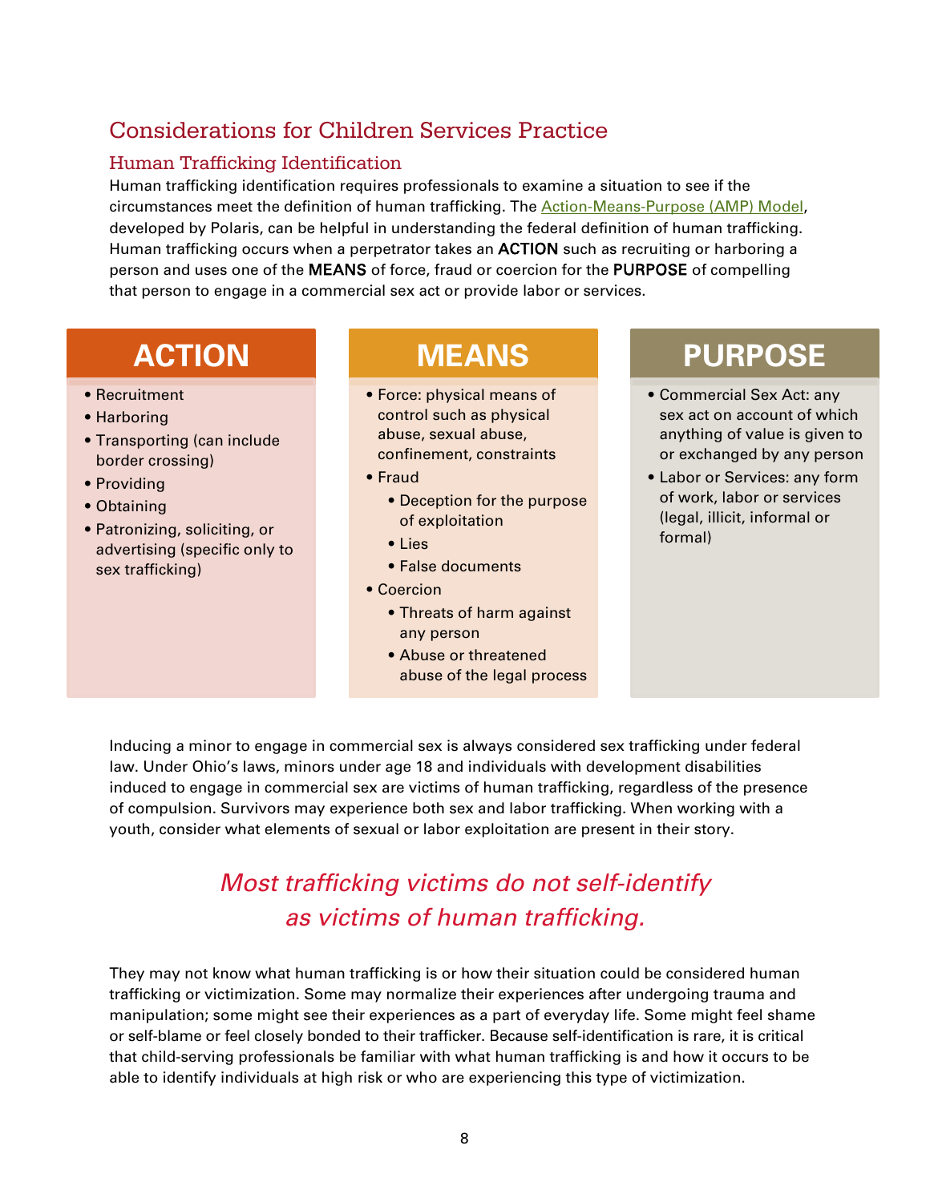## Considerations for Children Services Practice

### Human Trafficking Identification

Human trafficking identification requires professionals to examine a situation to see if the circumstances meet the definition of human trafficking. The Action-Means-Purpose (AMP) Model, developed by Polaris, can be helpful in understanding the federal definition of human trafficking. Human trafficking occurs when a perpetrator takes an **ACTION** such as recruiting or harboring a person and uses one of the **MEANS** of force, fraud or coercion for the **PURPOSE** of compelling that person to engage in a commercial sex act or provide labor or services.

#### ACTION

- Recruitment
- Harboring
- Transporting (can include border crossing)
- Providing
- Obtaining
- Patronizing, soliciting, or advertising (specific only to sex trafficking)

#### MEANS

- Force: physical means of control such as physical abuse, sexual abuse, confinement, constraints
- Fraud
  - Deception for the purpose of exploitation
  - Lies
  - False documents
- Coercion
  - Threats of harm against any person
  - Abuse or threatened abuse of the legal process

#### PURPOSE

- Commercial Sex Act: any sex act on account of which anything of value is given to or exchanged by any person
- Labor or Services: any form of work, labor or services (legal, illicit, informal or formal)

Inducing a minor to engage in commercial sex is always considered sex trafficking under federal law. Under Ohio's laws, minors under age 18 and individuals with development disabilities induced to engage in commercial sex are victims of human trafficking, regardless of the presence of compulsion. Survivors may experience both sex and labor trafficking. When working with a youth, consider what elements of sexual or labor exploitation are present in their story.

*Most trafficking victims do not self-identify as victims of human trafficking.*

They may not know what human trafficking is or how their situation could be considered human trafficking or victimization. Some may normalize their experiences after undergoing trauma and manipulation; some might see their experiences as a part of everyday life. Some might feel shame or self-blame or feel closely bonded to their trafficker. Because self-identification is rare, it is critical that child-serving professionals be familiar with what human trafficking is and how it occurs to be able to identify individuals at high risk or who are experiencing this type of victimization.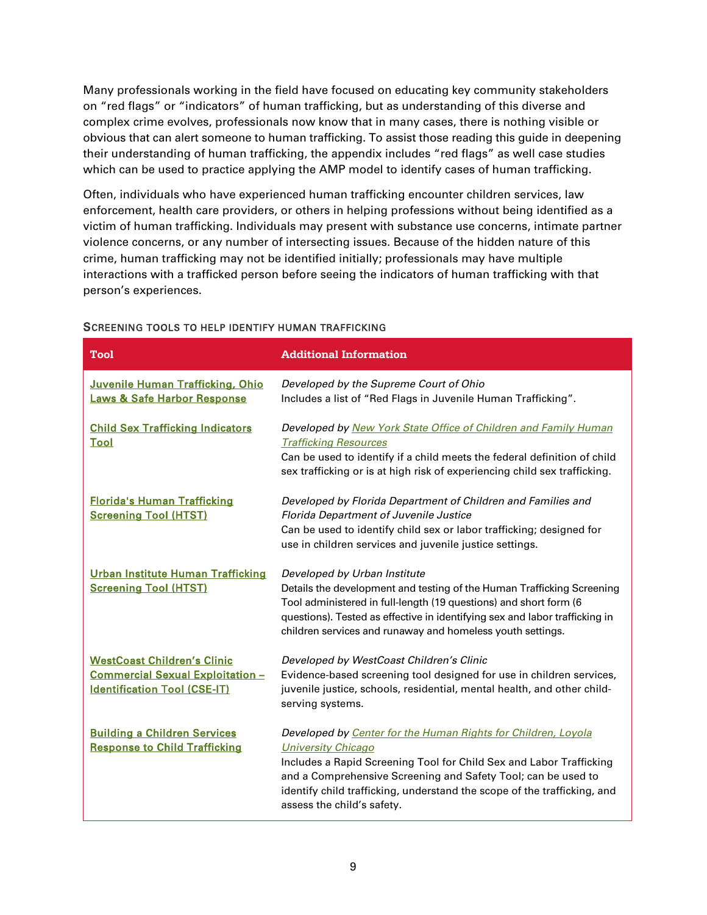Many professionals working in the field have focused on educating key community stakeholders on "red flags" or "indicators" of human trafficking, but as understanding of this diverse and complex crime evolves, professionals now know that in many cases, there is nothing visible or obvious that can alert someone to human trafficking. To assist those reading this guide in deepening their understanding of human trafficking, the appendix includes "red flags" as well case studies which can be used to practice applying the AMP model to identify cases of human trafficking.

Often, individuals who have experienced human trafficking encounter children services, law enforcement, health care providers, or others in helping professions without being identified as a victim of human trafficking. Individuals may present with substance use concerns, intimate partner violence concerns, or any number of intersecting issues. Because of the hidden nature of this crime, human trafficking may not be identified initially; professionals may have multiple interactions with a trafficked person before seeing the indicators of human trafficking with that person's experiences.

### Screening tools to help identify human trafficking

| Tool | Additional Information |
|---|---|
| **Juvenile Human Trafficking, Ohio Laws & Safe Harbor Response** | *Developed by the Supreme Court of Ohio*<br>Includes a list of "Red Flags in Juvenile Human Trafficking". |
| **Child Sex Trafficking Indicators Tool** | *Developed by New York State Office of Children and Family Human Trafficking Resources*<br>Can be used to identify if a child meets the federal definition of child sex trafficking or is at high risk of experiencing child sex trafficking. |
| **Florida's Human Trafficking Screening Tool (HTST)** | *Developed by Florida Department of Children and Families and Florida Department of Juvenile Justice*<br>Can be used to identify child sex or labor trafficking; designed for use in children services and juvenile justice settings. |
| **Urban Institute Human Trafficking Screening Tool (HTST)** | *Developed by Urban Institute*<br>Details the development and testing of the Human Trafficking Screening Tool administered in full-length (19 questions) and short form (6 questions). Tested as effective in identifying sex and labor trafficking in children services and runaway and homeless youth settings. |
| **WestCoast Children's Clinic Commercial Sexual Exploitation – Identification Tool (CSE-IT)** | *Developed by WestCoast Children's Clinic*<br>Evidence-based screening tool designed for use in children services, juvenile justice, schools, residential, mental health, and other child-serving systems. |
| **Building a Children Services Response to Child Trafficking** | *Developed by Center for the Human Rights for Children, Loyola University Chicago*<br>Includes a Rapid Screening Tool for Child Sex and Labor Trafficking and a Comprehensive Screening and Safety Tool; can be used to identify child trafficking, understand the scope of the trafficking, and assess the child's safety. |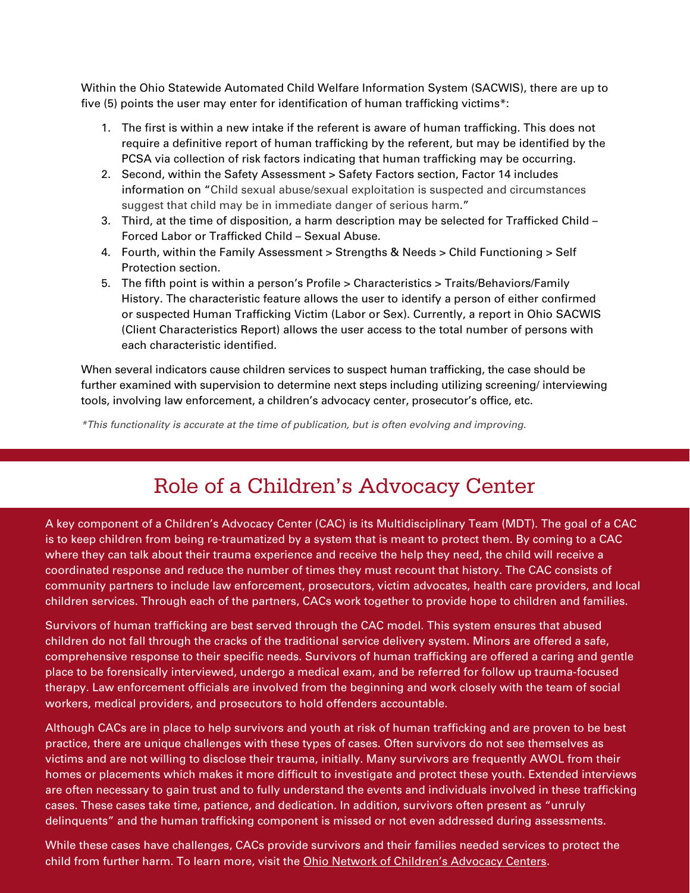Within the Ohio Statewide Automated Child Welfare Information System (SACWIS), there are up to five (5) points the user may enter for identification of human trafficking victims*:

1. The first is within a new intake if the referent is aware of human trafficking. This does not require a definitive report of human trafficking by the referent, but may be identified by the PCSA via collection of risk factors indicating that human trafficking may be occurring.
2. Second, within the Safety Assessment > Safety Factors section, Factor 14 includes information on "Child sexual abuse/sexual exploitation is suspected and circumstances suggest that child may be in immediate danger of serious harm."
3. Third, at the time of disposition, a harm description may be selected for Trafficked Child – Forced Labor or Trafficked Child – Sexual Abuse.
4. Fourth, within the Family Assessment > Strengths & Needs > Child Functioning > Self Protection section.
5. The fifth point is within a person's Profile > Characteristics > Traits/Behaviors/Family History. The characteristic feature allows the user to identify a person of either confirmed or suspected Human Trafficking Victim (Labor or Sex). Currently, a report in Ohio SACWIS (Client Characteristics Report) allows the user access to the total number of persons with each characteristic identified.

When several indicators cause children services to suspect human trafficking, the case should be further examined with supervision to determine next steps including utilizing screening/ interviewing tools, involving law enforcement, a children's advocacy center, prosecutor's office, etc.

*\*This functionality is accurate at the time of publication, but is often evolving and improving.*

## Role of a Children's Advocacy Center

A key component of a Children's Advocacy Center (CAC) is its Multidisciplinary Team (MDT). The goal of a CAC is to keep children from being re-traumatized by a system that is meant to protect them. By coming to a CAC where they can talk about their trauma experience and receive the help they need, the child will receive a coordinated response and reduce the number of times they must recount that history. The CAC consists of community partners to include law enforcement, prosecutors, victim advocates, health care providers, and local children services. Through each of the partners, CACs work together to provide hope to children and families.

Survivors of human trafficking are best served through the CAC model. This system ensures that abused children do not fall through the cracks of the traditional service delivery system. Minors are offered a safe, comprehensive response to their specific needs. Survivors of human trafficking are offered a caring and gentle place to be forensically interviewed, undergo a medical exam, and be referred for follow up trauma-focused therapy. Law enforcement officials are involved from the beginning and work closely with the team of social workers, medical providers, and prosecutors to hold offenders accountable.

Although CACs are in place to help survivors and youth at risk of human trafficking and are proven to be best practice, there are unique challenges with these types of cases. Often survivors do not see themselves as victims and are not willing to disclose their trauma, initially. Many survivors are frequently AWOL from their homes or placements which makes it more difficult to investigate and protect these youth. Extended interviews are often necessary to gain trust and to fully understand the events and individuals involved in these trafficking cases. These cases take time, patience, and dedication. In addition, survivors often present as "unruly delinquents" and the human trafficking component is missed or not even addressed during assessments.

While these cases have challenges, CACs provide survivors and their families needed services to protect the child from further harm. To learn more, visit the Ohio Network of Children's Advocacy Centers.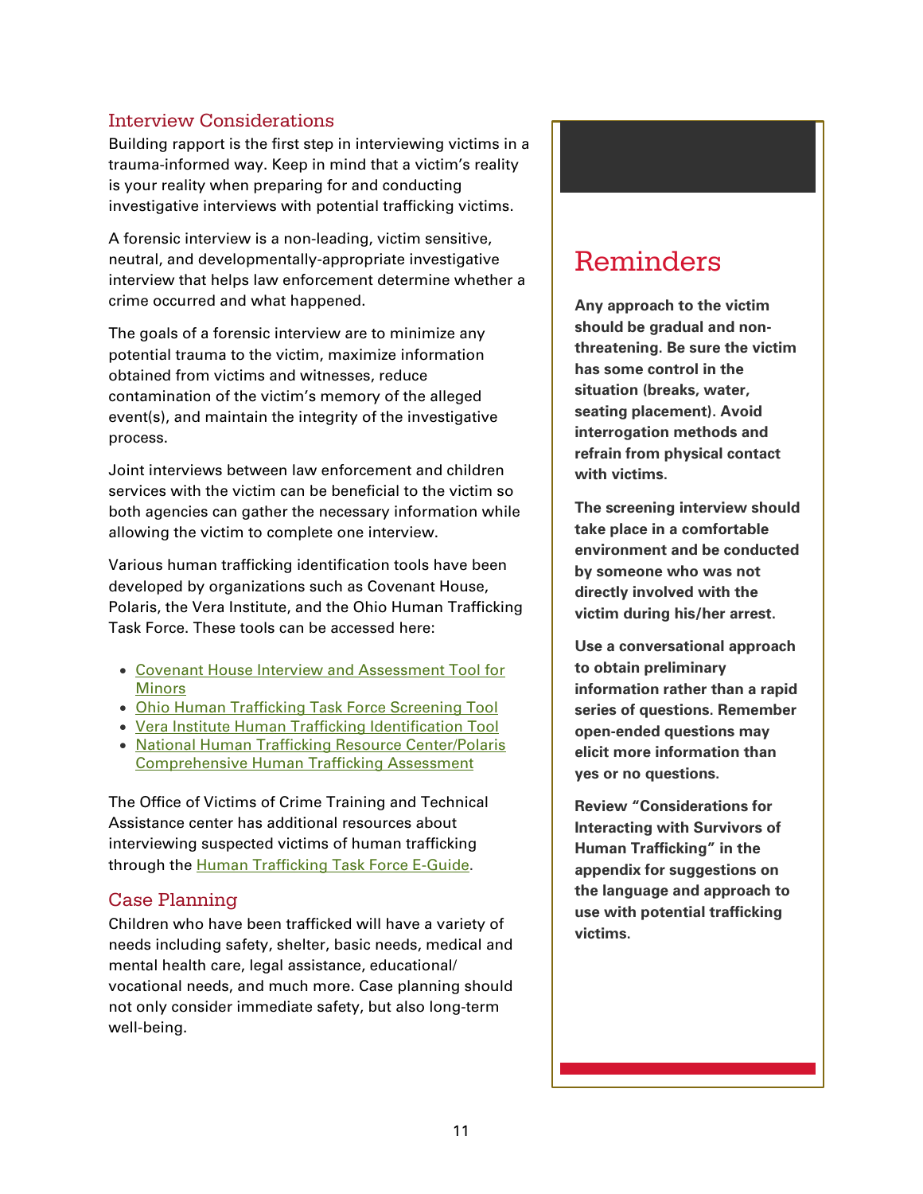## Interview Considerations

Building rapport is the first step in interviewing victims in a trauma-informed way. Keep in mind that a victim's reality is your reality when preparing for and conducting investigative interviews with potential trafficking victims.

A forensic interview is a non-leading, victim sensitive, neutral, and developmentally-appropriate investigative interview that helps law enforcement determine whether a crime occurred and what happened.

The goals of a forensic interview are to minimize any potential trauma to the victim, maximize information obtained from victims and witnesses, reduce contamination of the victim's memory of the alleged event(s), and maintain the integrity of the investigative process.

Joint interviews between law enforcement and children services with the victim can be beneficial to the victim so both agencies can gather the necessary information while allowing the victim to complete one interview.

Various human trafficking identification tools have been developed by organizations such as Covenant House, Polaris, the Vera Institute, and the Ohio Human Trafficking Task Force. These tools can be accessed here:

- Covenant House Interview and Assessment Tool for Minors
- Ohio Human Trafficking Task Force Screening Tool
- Vera Institute Human Trafficking Identification Tool
- National Human Trafficking Resource Center/Polaris Comprehensive Human Trafficking Assessment

The Office of Victims of Crime Training and Technical Assistance center has additional resources about interviewing suspected victims of human trafficking through the Human Trafficking Task Force E-Guide.

## Case Planning

Children who have been trafficked will have a variety of needs including safety, shelter, basic needs, medical and mental health care, legal assistance, educational/vocational needs, and much more. Case planning should not only consider immediate safety, but also long-term well-being.

## Reminders

**Any approach to the victim should be gradual and non-threatening. Be sure the victim has some control in the situation (breaks, water, seating placement). Avoid interrogation methods and refrain from physical contact with victims.**

**The screening interview should take place in a comfortable environment and be conducted by someone who was not directly involved with the victim during his/her arrest.**

**Use a conversational approach to obtain preliminary information rather than a rapid series of questions. Remember open-ended questions may elicit more information than yes or no questions.**

**Review "Considerations for Interacting with Survivors of Human Trafficking" in the appendix for suggestions on the language and approach to use with potential trafficking victims.**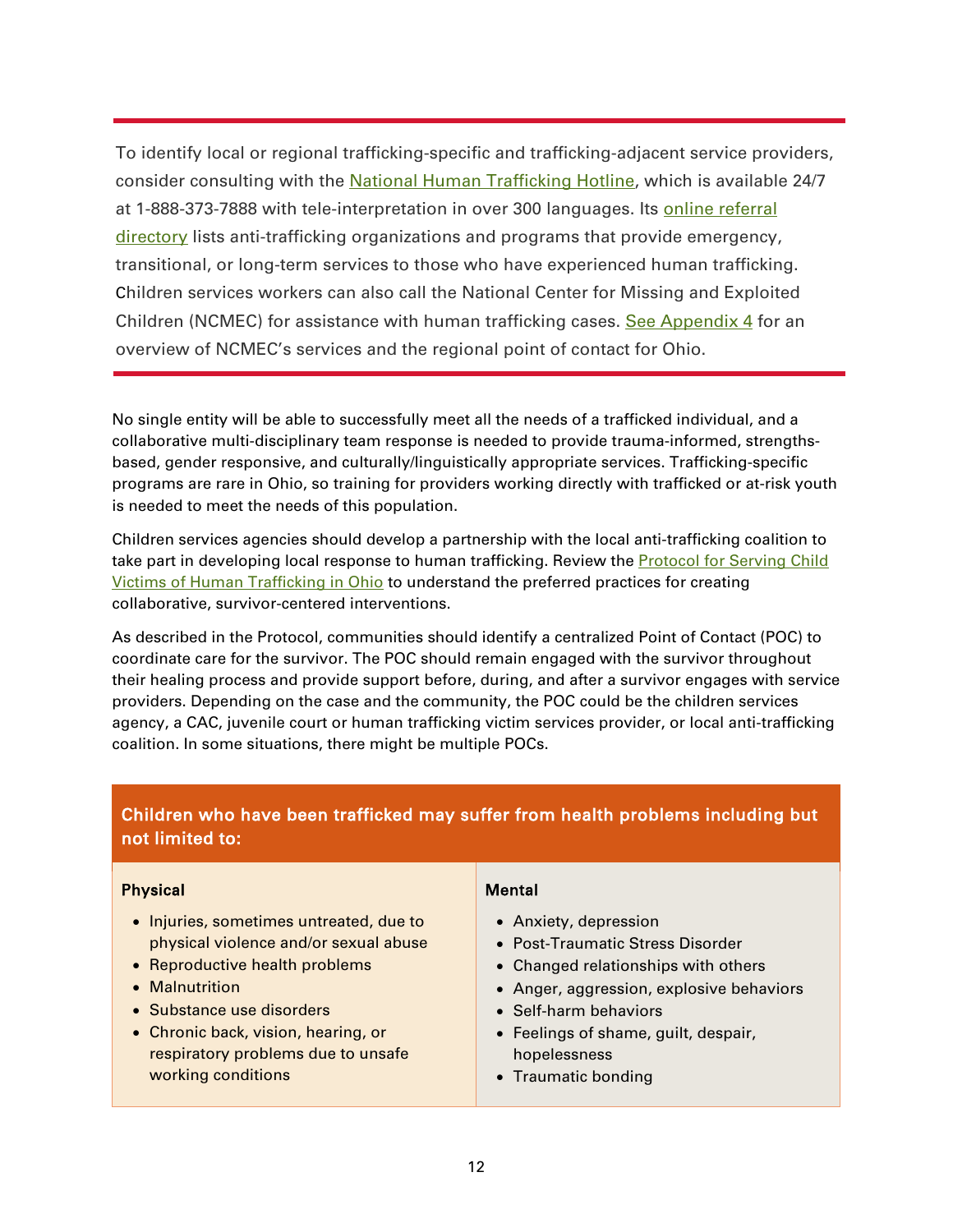To identify local or regional trafficking-specific and trafficking-adjacent service providers, consider consulting with the [National Human Trafficking Hotline](), which is available 24/7 at 1-888-373-7888 with tele-interpretation in over 300 languages. Its [online referral directory]() lists anti-trafficking organizations and programs that provide emergency, transitional, or long-term services to those who have experienced human trafficking. Children services workers can also call the National Center for Missing and Exploited Children (NCMEC) for assistance with human trafficking cases. [See Appendix 4]() for an overview of NCMEC's services and the regional point of contact for Ohio.

No single entity will be able to successfully meet all the needs of a trafficked individual, and a collaborative multi-disciplinary team response is needed to provide trauma-informed, strengths-based, gender responsive, and culturally/linguistically appropriate services. Trafficking-specific programs are rare in Ohio, so training for providers working directly with trafficked or at-risk youth is needed to meet the needs of this population.

Children services agencies should develop a partnership with the local anti-trafficking coalition to take part in developing local response to human trafficking. Review the [Protocol for Serving Child Victims of Human Trafficking in Ohio]() to understand the preferred practices for creating collaborative, survivor-centered interventions.

As described in the Protocol, communities should identify a centralized Point of Contact (POC) to coordinate care for the survivor. The POC should remain engaged with the survivor throughout their healing process and provide support before, during, and after a survivor engages with service providers. Depending on the case and the community, the POC could be the children services agency, a CAC, juvenile court or human trafficking victim services provider, or local anti-trafficking coalition. In some situations, there might be multiple POCs.

**Children who have been trafficked may suffer from health problems including but not limited to:**

**Physical**

- Injuries, sometimes untreated, due to physical violence and/or sexual abuse
- Reproductive health problems
- Malnutrition
- Substance use disorders
- Chronic back, vision, hearing, or respiratory problems due to unsafe working conditions

**Mental**

- Anxiety, depression
- Post-Traumatic Stress Disorder
- Changed relationships with others
- Anger, aggression, explosive behaviors
- Self-harm behaviors
- Feelings of shame, guilt, despair, hopelessness
- Traumatic bonding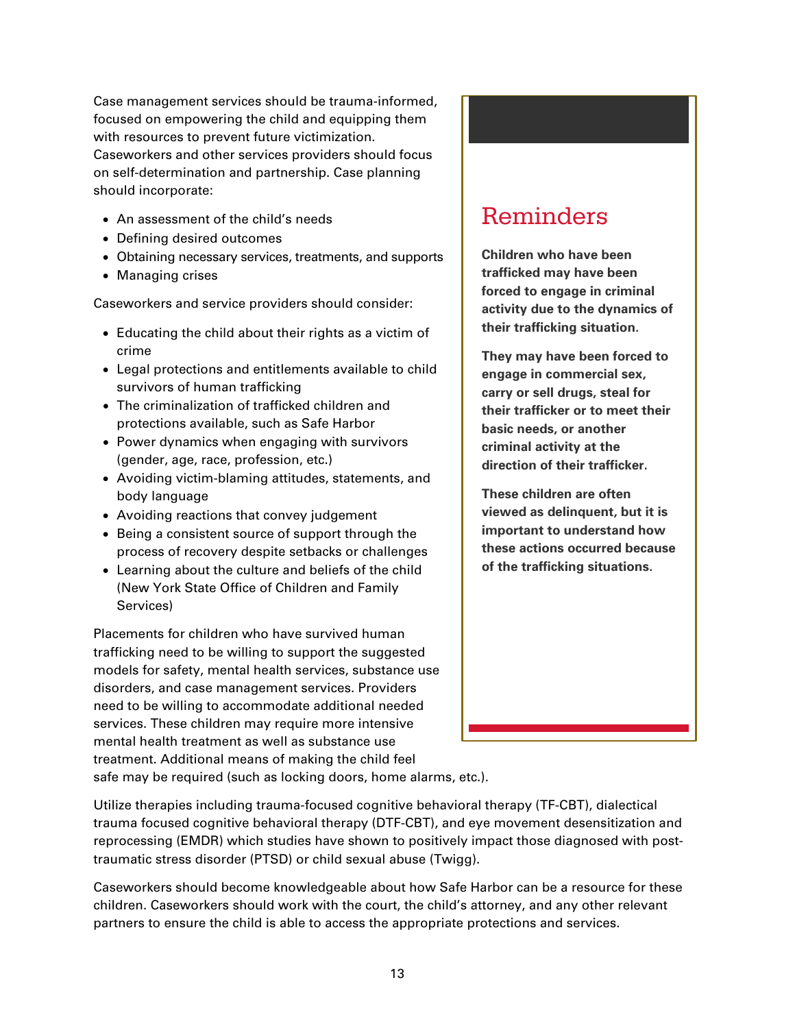Case management services should be trauma-informed, focused on empowering the child and equipping them with resources to prevent future victimization. Caseworkers and other services providers should focus on self-determination and partnership. Case planning should incorporate:

- An assessment of the child's needs
- Defining desired outcomes
- Obtaining necessary services, treatments, and supports
- Managing crises

Caseworkers and service providers should consider:

- Educating the child about their rights as a victim of crime
- Legal protections and entitlements available to child survivors of human trafficking
- The criminalization of trafficked children and protections available, such as Safe Harbor
- Power dynamics when engaging with survivors (gender, age, race, profession, etc.)
- Avoiding victim-blaming attitudes, statements, and body language
- Avoiding reactions that convey judgement
- Being a consistent source of support through the process of recovery despite setbacks or challenges
- Learning about the culture and beliefs of the child (New York State Office of Children and Family Services)

Placements for children who have survived human trafficking need to be willing to support the suggested models for safety, mental health services, substance use disorders, and case management services. Providers need to be willing to accommodate additional needed services. These children may require more intensive mental health treatment as well as substance use treatment. Additional means of making the child feel safe may be required (such as locking doors, home alarms, etc.).

## Reminders

**Children who have been trafficked may have been forced to engage in criminal activity due to the dynamics of their trafficking situation.**

**They may have been forced to engage in commercial sex, carry or sell drugs, steal for their trafficker or to meet their basic needs, or another criminal activity at the direction of their trafficker.**

**These children are often viewed as delinquent, but it is important to understand how these actions occurred because of the trafficking situations.**

Utilize therapies including trauma-focused cognitive behavioral therapy (TF-CBT), dialectical trauma focused cognitive behavioral therapy (DTF-CBT), and eye movement desensitization and reprocessing (EMDR) which studies have shown to positively impact those diagnosed with post-traumatic stress disorder (PTSD) or child sexual abuse (Twigg).

Caseworkers should become knowledgeable about how Safe Harbor can be a resource for these children. Caseworkers should work with the court, the child's attorney, and any other relevant partners to ensure the child is able to access the appropriate protections and services.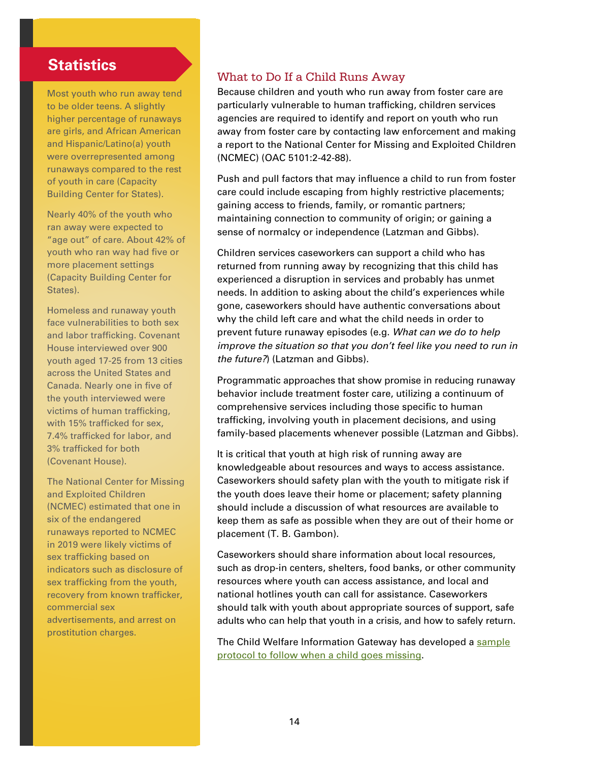## Statistics

Most youth who run away tend to be older teens. A slightly higher percentage of runaways are girls, and African American and Hispanic/Latino(a) youth were overrepresented among runaways compared to the rest of youth in care (Capacity Building Center for States).

Nearly 40% of the youth who ran away were expected to "age out" of care. About 42% of youth who ran way had five or more placement settings (Capacity Building Center for States).

Homeless and runaway youth face vulnerabilities to both sex and labor trafficking. Covenant House interviewed over 900 youth aged 17-25 from 13 cities across the United States and Canada. Nearly one in five of the youth interviewed were victims of human trafficking, with 15% trafficked for sex, 7.4% trafficked for labor, and 3% trafficked for both (Covenant House).

The National Center for Missing and Exploited Children (NCMEC) estimated that one in six of the endangered runaways reported to NCMEC in 2019 were likely victims of sex trafficking based on indicators such as disclosure of sex trafficking from the youth, recovery from known trafficker, commercial sex advertisements, and arrest on prostitution charges.

### What to Do If a Child Runs Away

Because children and youth who run away from foster care are particularly vulnerable to human trafficking, children services agencies are required to identify and report on youth who run away from foster care by contacting law enforcement and making a report to the National Center for Missing and Exploited Children (NCMEC) (OAC 5101:2-42-88).

Push and pull factors that may influence a child to run from foster care could include escaping from highly restrictive placements; gaining access to friends, family, or romantic partners; maintaining connection to community of origin; or gaining a sense of normalcy or independence (Latzman and Gibbs).

Children services caseworkers can support a child who has returned from running away by recognizing that this child has experienced a disruption in services and probably has unmet needs. In addition to asking about the child's experiences while gone, caseworkers should have authentic conversations about why the child left care and what the child needs in order to prevent future runaway episodes (e.g. *What can we do to help improve the situation so that you don't feel like you need to run in the future?*) (Latzman and Gibbs).

Programmatic approaches that show promise in reducing runaway behavior include treatment foster care, utilizing a continuum of comprehensive services including those specific to human trafficking, involving youth in placement decisions, and using family-based placements whenever possible (Latzman and Gibbs).

It is critical that youth at high risk of running away are knowledgeable about resources and ways to access assistance. Caseworkers should safety plan with the youth to mitigate risk if the youth does leave their home or placement; safety planning should include a discussion of what resources are available to keep them as safe as possible when they are out of their home or placement (T. B. Gambon).

Caseworkers should share information about local resources, such as drop-in centers, shelters, food banks, or other community resources where youth can access assistance, and local and national hotlines youth can call for assistance. Caseworkers should talk with youth about appropriate sources of support, safe adults who can help that youth in a crisis, and how to safely return.

The Child Welfare Information Gateway has developed a sample protocol to follow when a child goes missing.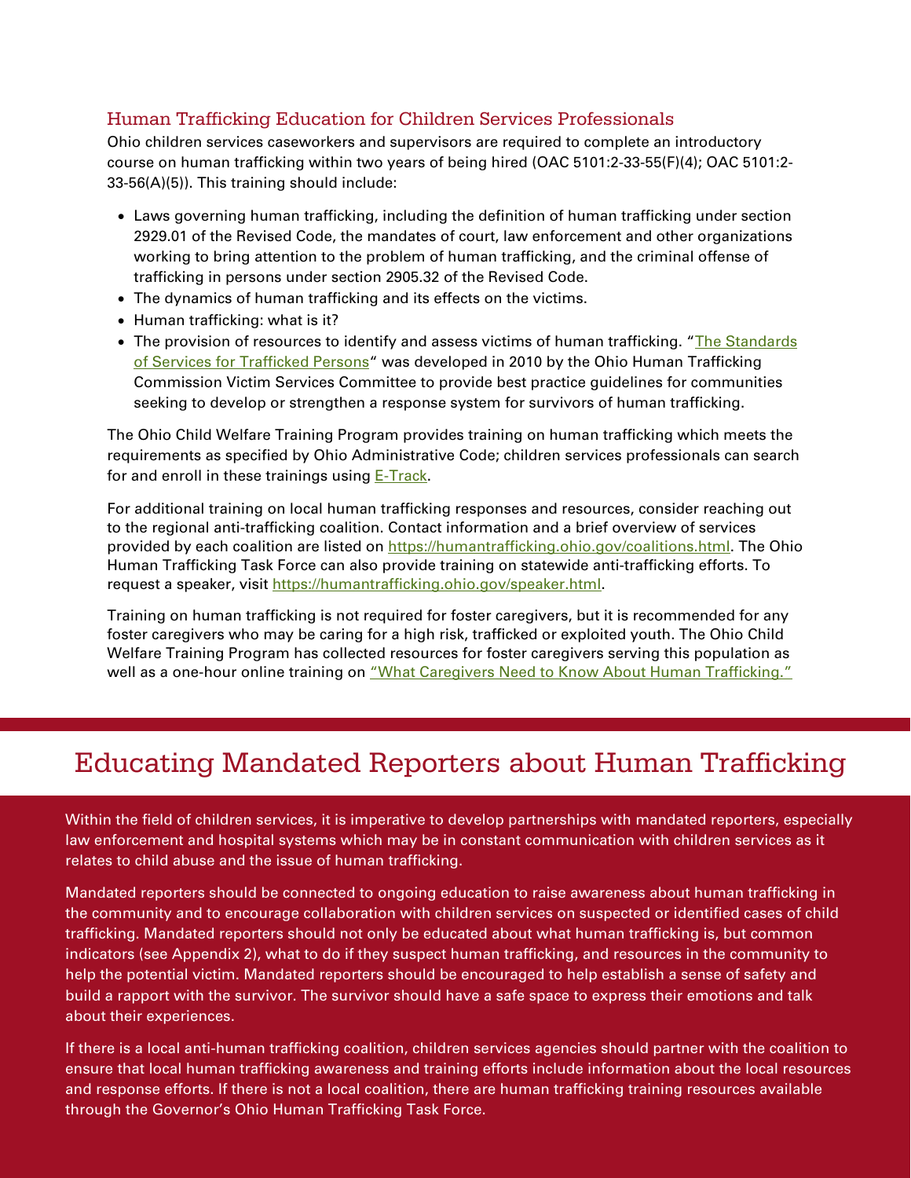### Human Trafficking Education for Children Services Professionals

Ohio children services caseworkers and supervisors are required to complete an introductory course on human trafficking within two years of being hired (OAC 5101:2-33-55(F)(4); OAC 5101:2-33-56(A)(5)). This training should include:

- Laws governing human trafficking, including the definition of human trafficking under section 2929.01 of the Revised Code, the mandates of court, law enforcement and other organizations working to bring attention to the problem of human trafficking, and the criminal offense of trafficking in persons under section 2905.32 of the Revised Code.
- The dynamics of human trafficking and its effects on the victims.
- Human trafficking: what is it?
- The provision of resources to identify and assess victims of human trafficking. "The Standards of Services for Trafficked Persons" was developed in 2010 by the Ohio Human Trafficking Commission Victim Services Committee to provide best practice guidelines for communities seeking to develop or strengthen a response system for survivors of human trafficking.

The Ohio Child Welfare Training Program provides training on human trafficking which meets the requirements as specified by Ohio Administrative Code; children services professionals can search for and enroll in these trainings using E-Track.

For additional training on local human trafficking responses and resources, consider reaching out to the regional anti-trafficking coalition. Contact information and a brief overview of services provided by each coalition are listed on https://humantrafficking.ohio.gov/coalitions.html. The Ohio Human Trafficking Task Force can also provide training on statewide anti-trafficking efforts. To request a speaker, visit https://humantrafficking.ohio.gov/speaker.html.

Training on human trafficking is not required for foster caregivers, but it is recommended for any foster caregivers who may be caring for a high risk, trafficked or exploited youth. The Ohio Child Welfare Training Program has collected resources for foster caregivers serving this population as well as a one-hour online training on "What Caregivers Need to Know About Human Trafficking."

## Educating Mandated Reporters about Human Trafficking

Within the field of children services, it is imperative to develop partnerships with mandated reporters, especially law enforcement and hospital systems which may be in constant communication with children services as it relates to child abuse and the issue of human trafficking.

Mandated reporters should be connected to ongoing education to raise awareness about human trafficking in the community and to encourage collaboration with children services on suspected or identified cases of child trafficking. Mandated reporters should not only be educated about what human trafficking is, but common indicators (see Appendix 2), what to do if they suspect human trafficking, and resources in the community to help the potential victim. Mandated reporters should be encouraged to help establish a sense of safety and build a rapport with the survivor. The survivor should have a safe space to express their emotions and talk about their experiences.

If there is a local anti-human trafficking coalition, children services agencies should partner with the coalition to ensure that local human trafficking awareness and training efforts include information about the local resources and response efforts. If there is not a local coalition, there are human trafficking training resources available through the Governor's Ohio Human Trafficking Task Force.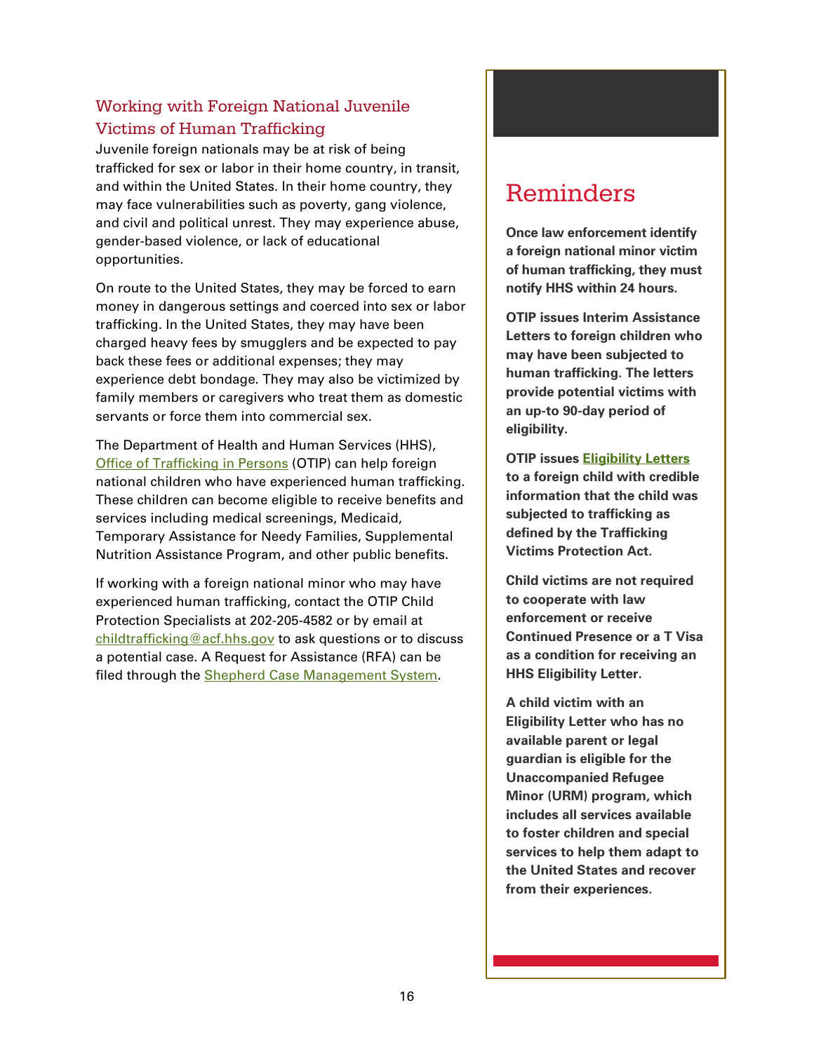## Working with Foreign National Juvenile Victims of Human Trafficking

Juvenile foreign nationals may be at risk of being trafficked for sex or labor in their home country, in transit, and within the United States. In their home country, they may face vulnerabilities such as poverty, gang violence, and civil and political unrest. They may experience abuse, gender-based violence, or lack of educational opportunities.

On route to the United States, they may be forced to earn money in dangerous settings and coerced into sex or labor trafficking. In the United States, they may have been charged heavy fees by smugglers and be expected to pay back these fees or additional expenses; they may experience debt bondage. They may also be victimized by family members or caregivers who treat them as domestic servants or force them into commercial sex.

The Department of Health and Human Services (HHS), Office of Trafficking in Persons (OTIP) can help foreign national children who have experienced human trafficking. These children can become eligible to receive benefits and services including medical screenings, Medicaid, Temporary Assistance for Needy Families, Supplemental Nutrition Assistance Program, and other public benefits.

If working with a foreign national minor who may have experienced human trafficking, contact the OTIP Child Protection Specialists at 202-205-4582 or by email at childtrafficking@acf.hhs.gov to ask questions or to discuss a potential case. A Request for Assistance (RFA) can be filed through the Shepherd Case Management System.

## Reminders

**Once law enforcement identify a foreign national minor victim of human trafficking, they must notify HHS within 24 hours.**

**OTIP issues Interim Assistance Letters to foreign children who may have been subjected to human trafficking. The letters provide potential victims with an up-to 90-day period of eligibility.**

**OTIP issues Eligibility Letters to a foreign child with credible information that the child was subjected to trafficking as defined by the Trafficking Victims Protection Act.**

**Child victims are not required to cooperate with law enforcement or receive Continued Presence or a T Visa as a condition for receiving an HHS Eligibility Letter.**

**A child victim with an Eligibility Letter who has no available parent or legal guardian is eligible for the Unaccompanied Refugee Minor (URM) program, which includes all services available to foster children and special services to help them adapt to the United States and recover from their experiences.**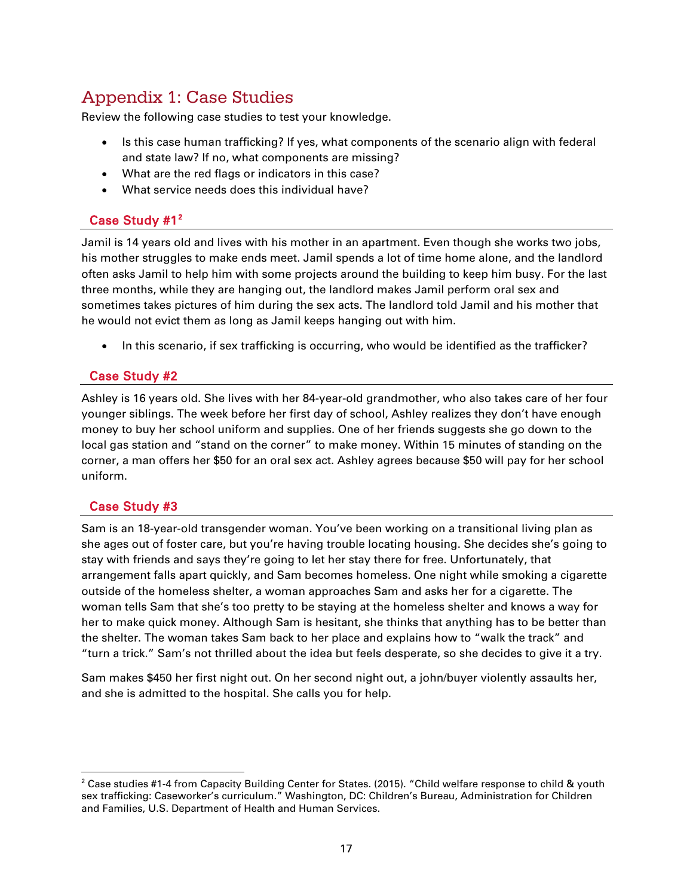# Appendix 1: Case Studies

Review the following case studies to test your knowledge.

- Is this case human trafficking? If yes, what components of the scenario align with federal and state law? If no, what components are missing?
- What are the red flags or indicators in this case?
- What service needs does this individual have?

## Case Study #1[2]

Jamil is 14 years old and lives with his mother in an apartment. Even though she works two jobs, his mother struggles to make ends meet. Jamil spends a lot of time home alone, and the landlord often asks Jamil to help him with some projects around the building to keep him busy. For the last three months, while they are hanging out, the landlord makes Jamil perform oral sex and sometimes takes pictures of him during the sex acts. The landlord told Jamil and his mother that he would not evict them as long as Jamil keeps hanging out with him.

- In this scenario, if sex trafficking is occurring, who would be identified as the trafficker?

## Case Study #2

Ashley is 16 years old. She lives with her 84-year-old grandmother, who also takes care of her four younger siblings. The week before her first day of school, Ashley realizes they don't have enough money to buy her school uniform and supplies. One of her friends suggests she go down to the local gas station and "stand on the corner" to make money. Within 15 minutes of standing on the corner, a man offers her $50 for an oral sex act. Ashley agrees because $50 will pay for her school uniform.

## Case Study #3

Sam is an 18-year-old transgender woman. You've been working on a transitional living plan as she ages out of foster care, but you're having trouble locating housing. She decides she's going to stay with friends and says they're going to let her stay there for free. Unfortunately, that arrangement falls apart quickly, and Sam becomes homeless. One night while smoking a cigarette outside of the homeless shelter, a woman approaches Sam and asks her for a cigarette. The woman tells Sam that she's too pretty to be staying at the homeless shelter and knows a way for her to make quick money. Although Sam is hesitant, she thinks that anything has to be better than the shelter. The woman takes Sam back to her place and explains how to "walk the track" and "turn a trick." Sam's not thrilled about the idea but feels desperate, so she decides to give it a try.

Sam makes $450 her first night out. On her second night out, a john/buyer violently assaults her, and she is admitted to the hospital. She calls you for help.

---

[2] Case studies #1-4 from Capacity Building Center for States. (2015). "Child welfare response to child & youth sex trafficking: Caseworker's curriculum." Washington, DC: Children's Bureau, Administration for Children and Families, U.S. Department of Health and Human Services.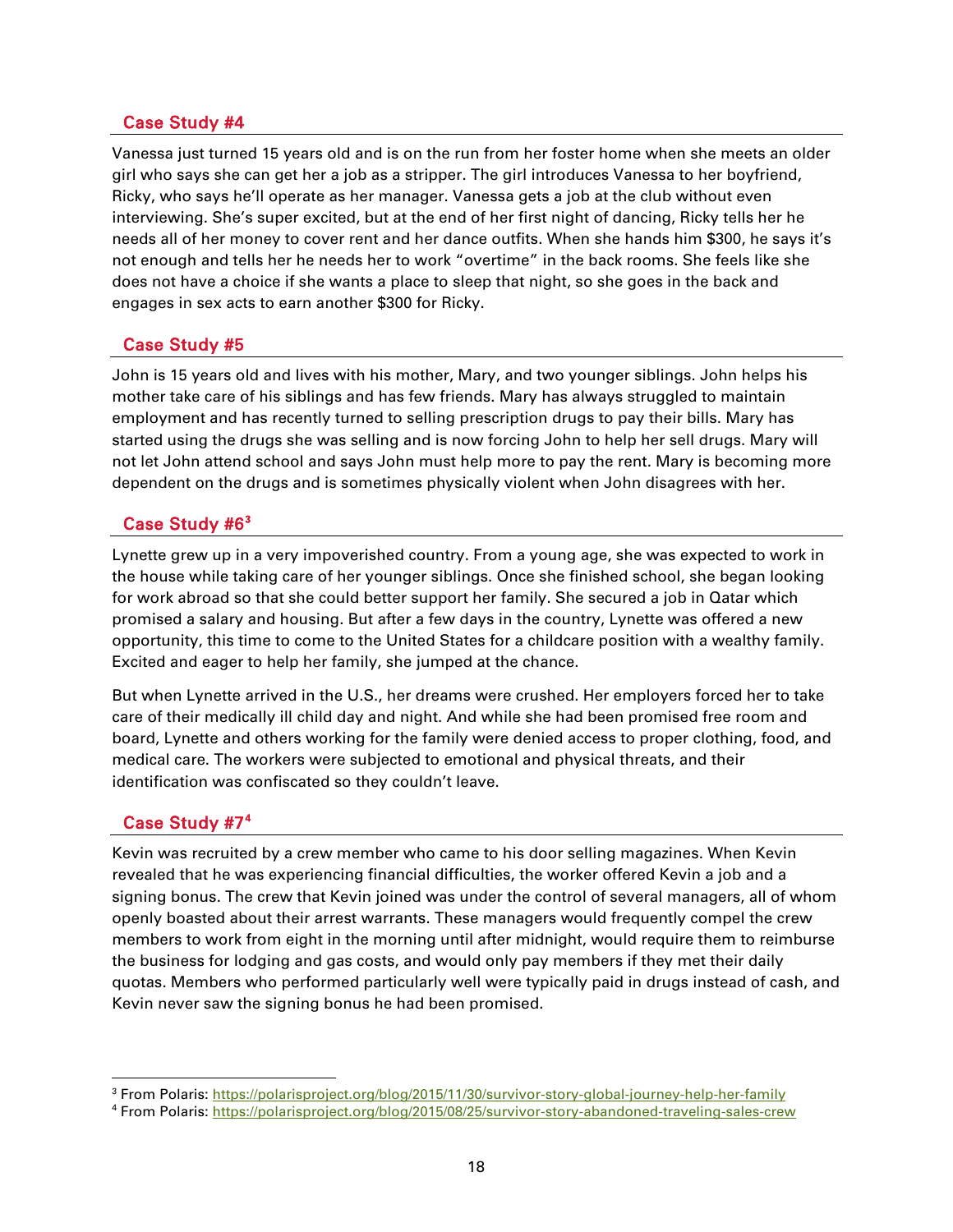## Case Study #4

Vanessa just turned 15 years old and is on the run from her foster home when she meets an older girl who says she can get her a job as a stripper. The girl introduces Vanessa to her boyfriend, Ricky, who says he'll operate as her manager. Vanessa gets a job at the club without even interviewing. She's super excited, but at the end of her first night of dancing, Ricky tells her he needs all of her money to cover rent and her dance outfits. When she hands him $300, he says it's not enough and tells her he needs her to work "overtime" in the back rooms. She feels like she does not have a choice if she wants a place to sleep that night, so she goes in the back and engages in sex acts to earn another $300 for Ricky.

## Case Study #5

John is 15 years old and lives with his mother, Mary, and two younger siblings. John helps his mother take care of his siblings and has few friends. Mary has always struggled to maintain employment and has recently turned to selling prescription drugs to pay their bills. Mary has started using the drugs she was selling and is now forcing John to help her sell drugs. Mary will not let John attend school and says John must help more to pay the rent. Mary is becoming more dependent on the drugs and is sometimes physically violent when John disagrees with her.

## Case Study #6[3]

Lynette grew up in a very impoverished country. From a young age, she was expected to work in the house while taking care of her younger siblings. Once she finished school, she began looking for work abroad so that she could better support her family. She secured a job in Qatar which promised a salary and housing. But after a few days in the country, Lynette was offered a new opportunity, this time to come to the United States for a childcare position with a wealthy family. Excited and eager to help her family, she jumped at the chance.

But when Lynette arrived in the U.S., her dreams were crushed. Her employers forced her to take care of their medically ill child day and night. And while she had been promised free room and board, Lynette and others working for the family were denied access to proper clothing, food, and medical care. The workers were subjected to emotional and physical threats, and their identification was confiscated so they couldn't leave.

## Case Study #7[4]

Kevin was recruited by a crew member who came to his door selling magazines. When Kevin revealed that he was experiencing financial difficulties, the worker offered Kevin a job and a signing bonus. The crew that Kevin joined was under the control of several managers, all of whom openly boasted about their arrest warrants. These managers would frequently compel the crew members to work from eight in the morning until after midnight, would require them to reimburse the business for lodging and gas costs, and would only pay members if they met their daily quotas. Members who performed particularly well were typically paid in drugs instead of cash, and Kevin never saw the signing bonus he had been promised.

---

[3] From Polaris: https://polarisproject.org/blog/2015/11/30/survivor-story-global-journey-help-her-family

[4] From Polaris: https://polarisproject.org/blog/2015/08/25/survivor-story-abandoned-traveling-sales-crew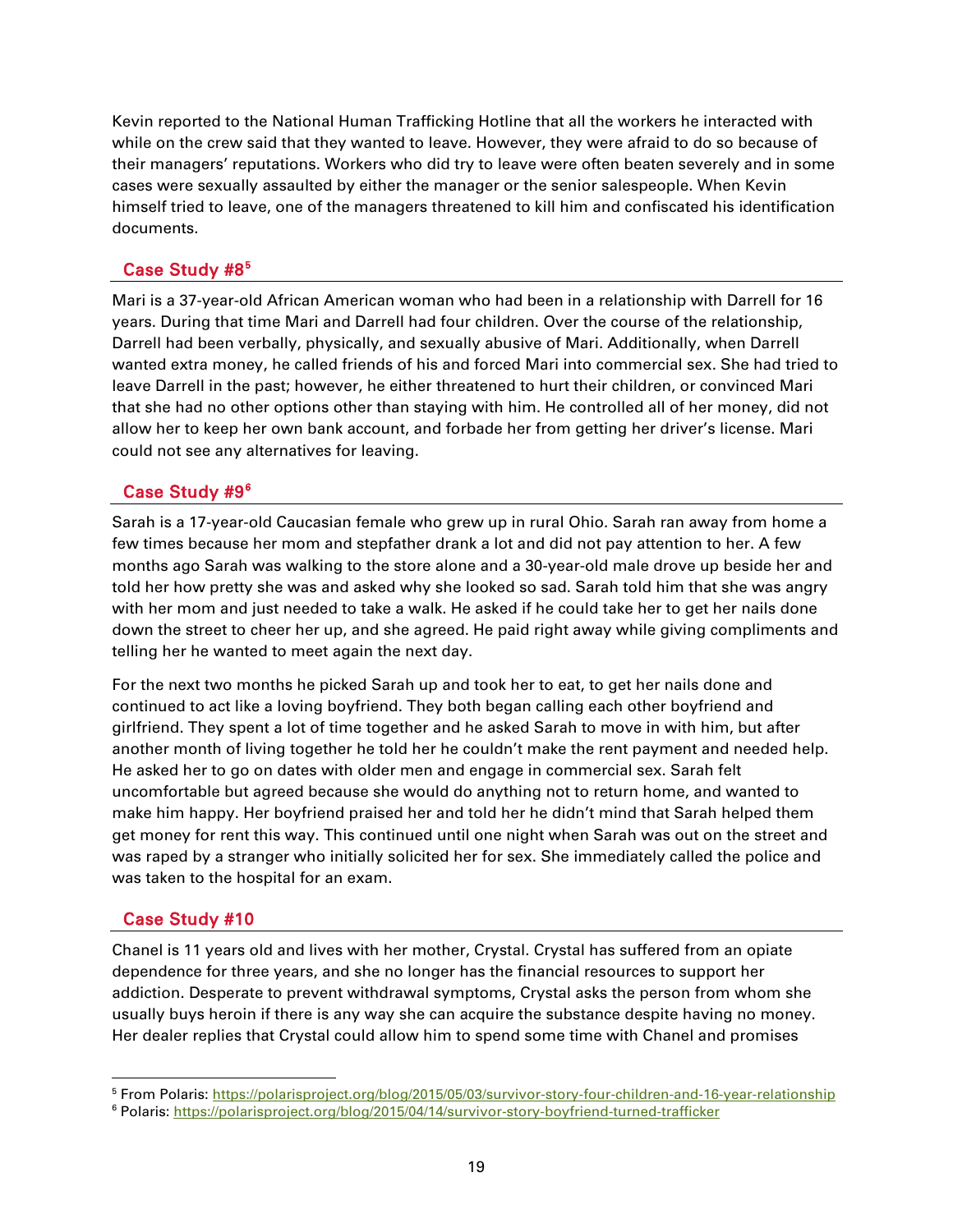Kevin reported to the National Human Trafficking Hotline that all the workers he interacted with while on the crew said that they wanted to leave. However, they were afraid to do so because of their managers' reputations. Workers who did try to leave were often beaten severely and in some cases were sexually assaulted by either the manager or the senior salespeople. When Kevin himself tried to leave, one of the managers threatened to kill him and confiscated his identification documents.

## Case Study #8[5]

Mari is a 37-year-old African American woman who had been in a relationship with Darrell for 16 years. During that time Mari and Darrell had four children. Over the course of the relationship, Darrell had been verbally, physically, and sexually abusive of Mari. Additionally, when Darrell wanted extra money, he called friends of his and forced Mari into commercial sex. She had tried to leave Darrell in the past; however, he either threatened to hurt their children, or convinced Mari that she had no other options other than staying with him. He controlled all of her money, did not allow her to keep her own bank account, and forbade her from getting her driver's license. Mari could not see any alternatives for leaving.

## Case Study #9[6]

Sarah is a 17-year-old Caucasian female who grew up in rural Ohio. Sarah ran away from home a few times because her mom and stepfather drank a lot and did not pay attention to her. A few months ago Sarah was walking to the store alone and a 30-year-old male drove up beside her and told her how pretty she was and asked why she looked so sad. Sarah told him that she was angry with her mom and just needed to take a walk. He asked if he could take her to get her nails done down the street to cheer her up, and she agreed. He paid right away while giving compliments and telling her he wanted to meet again the next day.

For the next two months he picked Sarah up and took her to eat, to get her nails done and continued to act like a loving boyfriend. They both began calling each other boyfriend and girlfriend. They spent a lot of time together and he asked Sarah to move in with him, but after another month of living together he told her he couldn't make the rent payment and needed help. He asked her to go on dates with older men and engage in commercial sex. Sarah felt uncomfortable but agreed because she would do anything not to return home, and wanted to make him happy. Her boyfriend praised her and told her he didn't mind that Sarah helped them get money for rent this way. This continued until one night when Sarah was out on the street and was raped by a stranger who initially solicited her for sex. She immediately called the police and was taken to the hospital for an exam.

## Case Study #10

Chanel is 11 years old and lives with her mother, Crystal. Crystal has suffered from an opiate dependence for three years, and she no longer has the financial resources to support her addiction. Desperate to prevent withdrawal symptoms, Crystal asks the person from whom she usually buys heroin if there is any way she can acquire the substance despite having no money. Her dealer replies that Crystal could allow him to spend some time with Chanel and promises

---

[5] From Polaris: https://polarisproject.org/blog/2015/05/03/survivor-story-four-children-and-16-year-relationship

[6] Polaris: https://polarisproject.org/blog/2015/04/14/survivor-story-boyfriend-turned-trafficker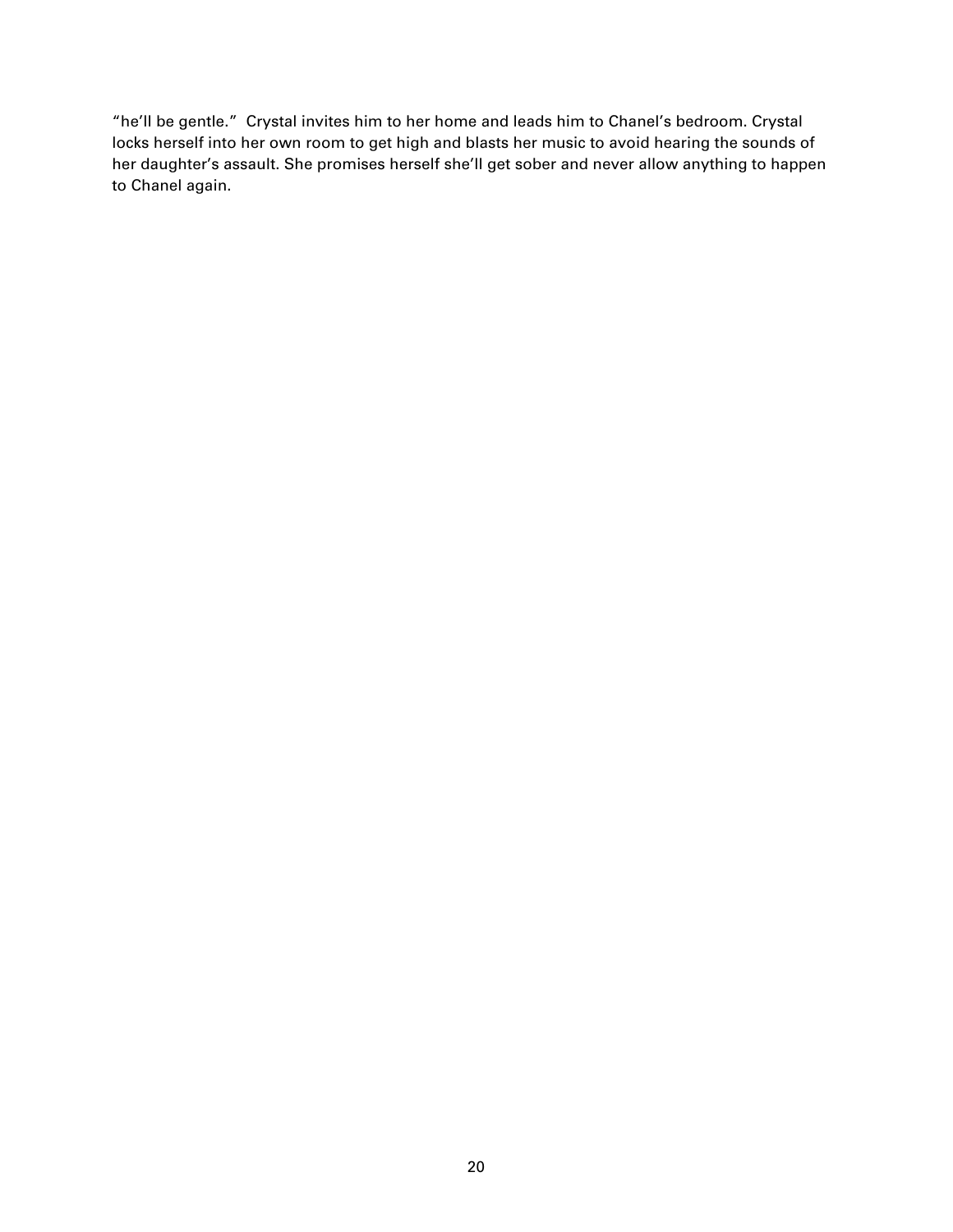"he'll be gentle." Crystal invites him to her home and leads him to Chanel's bedroom. Crystal locks herself into her own room to get high and blasts her music to avoid hearing the sounds of her daughter's assault. She promises herself she'll get sober and never allow anything to happen to Chanel again.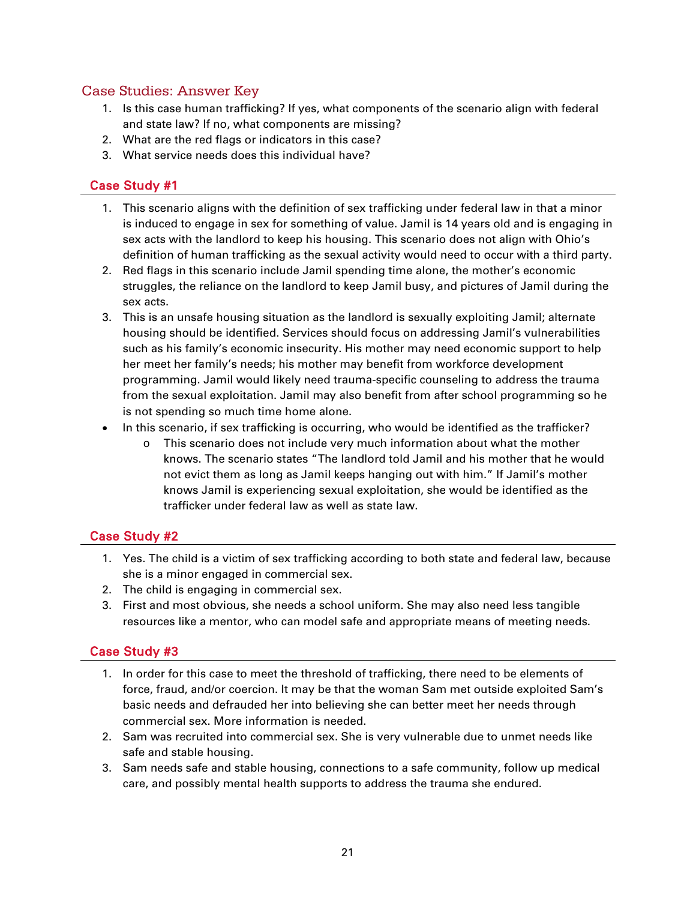## Case Studies: Answer Key

1. Is this case human trafficking? If yes, what components of the scenario align with federal and state law? If no, what components are missing?
2. What are the red flags or indicators in this case?
3. What service needs does this individual have?

### Case Study #1

1. This scenario aligns with the definition of sex trafficking under federal law in that a minor is induced to engage in sex for something of value. Jamil is 14 years old and is engaging in sex acts with the landlord to keep his housing. This scenario does not align with Ohio's definition of human trafficking as the sexual activity would need to occur with a third party.
2. Red flags in this scenario include Jamil spending time alone, the mother's economic struggles, the reliance on the landlord to keep Jamil busy, and pictures of Jamil during the sex acts.
3. This is an unsafe housing situation as the landlord is sexually exploiting Jamil; alternate housing should be identified. Services should focus on addressing Jamil's vulnerabilities such as his family's economic insecurity. His mother may need economic support to help her meet her family's needs; his mother may benefit from workforce development programming. Jamil would likely need trauma-specific counseling to address the trauma from the sexual exploitation. Jamil may also benefit from after school programming so he is not spending so much time home alone.

- In this scenario, if sex trafficking is occurring, who would be identified as the trafficker?
  - This scenario does not include very much information about what the mother knows. The scenario states "The landlord told Jamil and his mother that he would not evict them as long as Jamil keeps hanging out with him." If Jamil's mother knows Jamil is experiencing sexual exploitation, she would be identified as the trafficker under federal law as well as state law.

### Case Study #2

1. Yes. The child is a victim of sex trafficking according to both state and federal law, because she is a minor engaged in commercial sex.
2. The child is engaging in commercial sex.
3. First and most obvious, she needs a school uniform. She may also need less tangible resources like a mentor, who can model safe and appropriate means of meeting needs.

### Case Study #3

1. In order for this case to meet the threshold of trafficking, there need to be elements of force, fraud, and/or coercion. It may be that the woman Sam met outside exploited Sam's basic needs and defrauded her into believing she can better meet her needs through commercial sex. More information is needed.
2. Sam was recruited into commercial sex. She is very vulnerable due to unmet needs like safe and stable housing.
3. Sam needs safe and stable housing, connections to a safe community, follow up medical care, and possibly mental health supports to address the trauma she endured.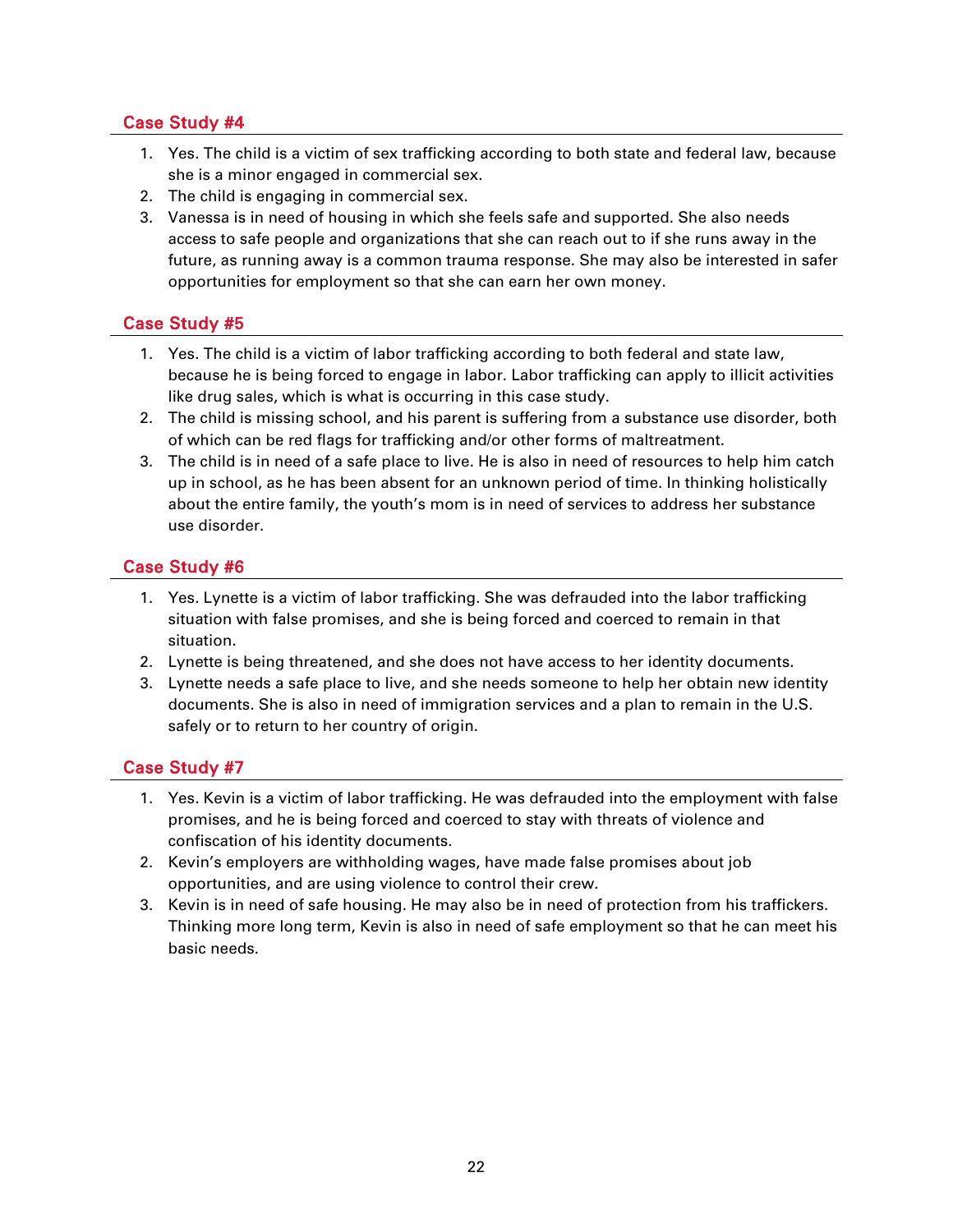## Case Study #4

1. Yes. The child is a victim of sex trafficking according to both state and federal law, because she is a minor engaged in commercial sex.
2. The child is engaging in commercial sex.
3. Vanessa is in need of housing in which she feels safe and supported. She also needs access to safe people and organizations that she can reach out to if she runs away in the future, as running away is a common trauma response. She may also be interested in safer opportunities for employment so that she can earn her own money.

## Case Study #5

1. Yes. The child is a victim of labor trafficking according to both federal and state law, because he is being forced to engage in labor. Labor trafficking can apply to illicit activities like drug sales, which is what is occurring in this case study.
2. The child is missing school, and his parent is suffering from a substance use disorder, both of which can be red flags for trafficking and/or other forms of maltreatment.
3. The child is in need of a safe place to live. He is also in need of resources to help him catch up in school, as he has been absent for an unknown period of time. In thinking holistically about the entire family, the youth's mom is in need of services to address her substance use disorder.

## Case Study #6

1. Yes. Lynette is a victim of labor trafficking. She was defrauded into the labor trafficking situation with false promises, and she is being forced and coerced to remain in that situation.
2. Lynette is being threatened, and she does not have access to her identity documents.
3. Lynette needs a safe place to live, and she needs someone to help her obtain new identity documents. She is also in need of immigration services and a plan to remain in the U.S. safely or to return to her country of origin.

## Case Study #7

1. Yes. Kevin is a victim of labor trafficking. He was defrauded into the employment with false promises, and he is being forced and coerced to stay with threats of violence and confiscation of his identity documents.
2. Kevin's employers are withholding wages, have made false promises about job opportunities, and are using violence to control their crew.
3. Kevin is in need of safe housing. He may also be in need of protection from his traffickers. Thinking more long term, Kevin is also in need of safe employment so that he can meet his basic needs.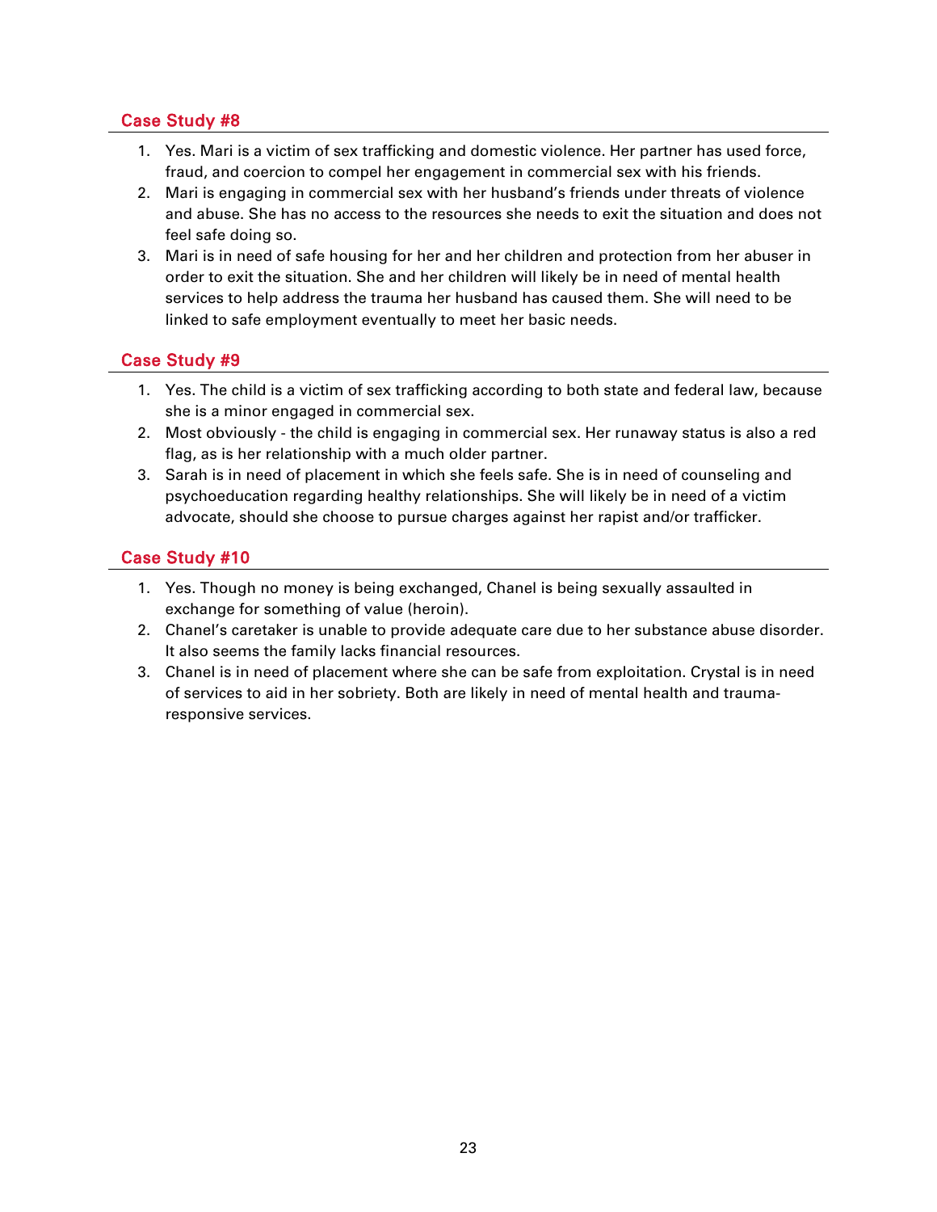## Case Study #8

1. Yes. Mari is a victim of sex trafficking and domestic violence. Her partner has used force, fraud, and coercion to compel her engagement in commercial sex with his friends.
2. Mari is engaging in commercial sex with her husband's friends under threats of violence and abuse. She has no access to the resources she needs to exit the situation and does not feel safe doing so.
3. Mari is in need of safe housing for her and her children and protection from her abuser in order to exit the situation. She and her children will likely be in need of mental health services to help address the trauma her husband has caused them. She will need to be linked to safe employment eventually to meet her basic needs.

## Case Study #9

1. Yes. The child is a victim of sex trafficking according to both state and federal law, because she is a minor engaged in commercial sex.
2. Most obviously - the child is engaging in commercial sex. Her runaway status is also a red flag, as is her relationship with a much older partner.
3. Sarah is in need of placement in which she feels safe. She is in need of counseling and psychoeducation regarding healthy relationships. She will likely be in need of a victim advocate, should she choose to pursue charges against her rapist and/or trafficker.

## Case Study #10

1. Yes. Though no money is being exchanged, Chanel is being sexually assaulted in exchange for something of value (heroin).
2. Chanel's caretaker is unable to provide adequate care due to her substance abuse disorder. It also seems the family lacks financial resources.
3. Chanel is in need of placement where she can be safe from exploitation. Crystal is in need of services to aid in her sobriety. Both are likely in need of mental health and trauma-responsive services.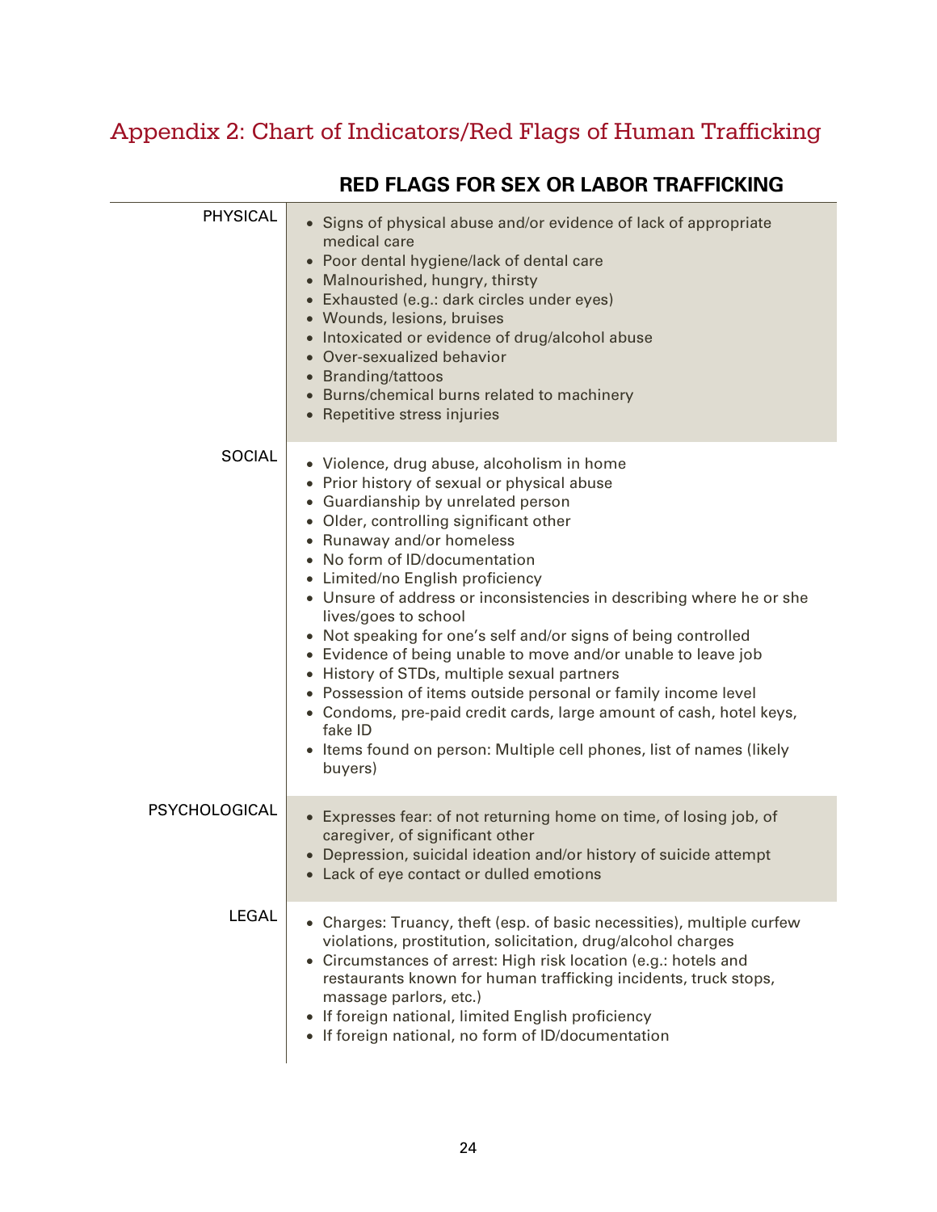## Appendix 2: Chart of Indicators/Red Flags of Human Trafficking

| | RED FLAGS FOR SEX OR LABOR TRAFFICKING |
|---|---|
| PHYSICAL | • Signs of physical abuse and/or evidence of lack of appropriate medical care<br>• Poor dental hygiene/lack of dental care<br>• Malnourished, hungry, thirsty<br>• Exhausted (e.g.: dark circles under eyes)<br>• Wounds, lesions, bruises<br>• Intoxicated or evidence of drug/alcohol abuse<br>• Over-sexualized behavior<br>• Branding/tattoos<br>• Burns/chemical burns related to machinery<br>• Repetitive stress injuries |
| SOCIAL | • Violence, drug abuse, alcoholism in home<br>• Prior history of sexual or physical abuse<br>• Guardianship by unrelated person<br>• Older, controlling significant other<br>• Runaway and/or homeless<br>• No form of ID/documentation<br>• Limited/no English proficiency<br>• Unsure of address or inconsistencies in describing where he or she lives/goes to school<br>• Not speaking for one's self and/or signs of being controlled<br>• Evidence of being unable to move and/or unable to leave job<br>• History of STDs, multiple sexual partners<br>• Possession of items outside personal or family income level<br>• Condoms, pre-paid credit cards, large amount of cash, hotel keys, fake ID<br>• Items found on person: Multiple cell phones, list of names (likely buyers) |
| PSYCHOLOGICAL | • Expresses fear: of not returning home on time, of losing job, of caregiver, of significant other<br>• Depression, suicidal ideation and/or history of suicide attempt<br>• Lack of eye contact or dulled emotions |
| LEGAL | • Charges: Truancy, theft (esp. of basic necessities), multiple curfew violations, prostitution, solicitation, drug/alcohol charges<br>• Circumstances of arrest: High risk location (e.g.: hotels and restaurants known for human trafficking incidents, truck stops, massage parlors, etc.)<br>• If foreign national, limited English proficiency<br>• If foreign national, no form of ID/documentation |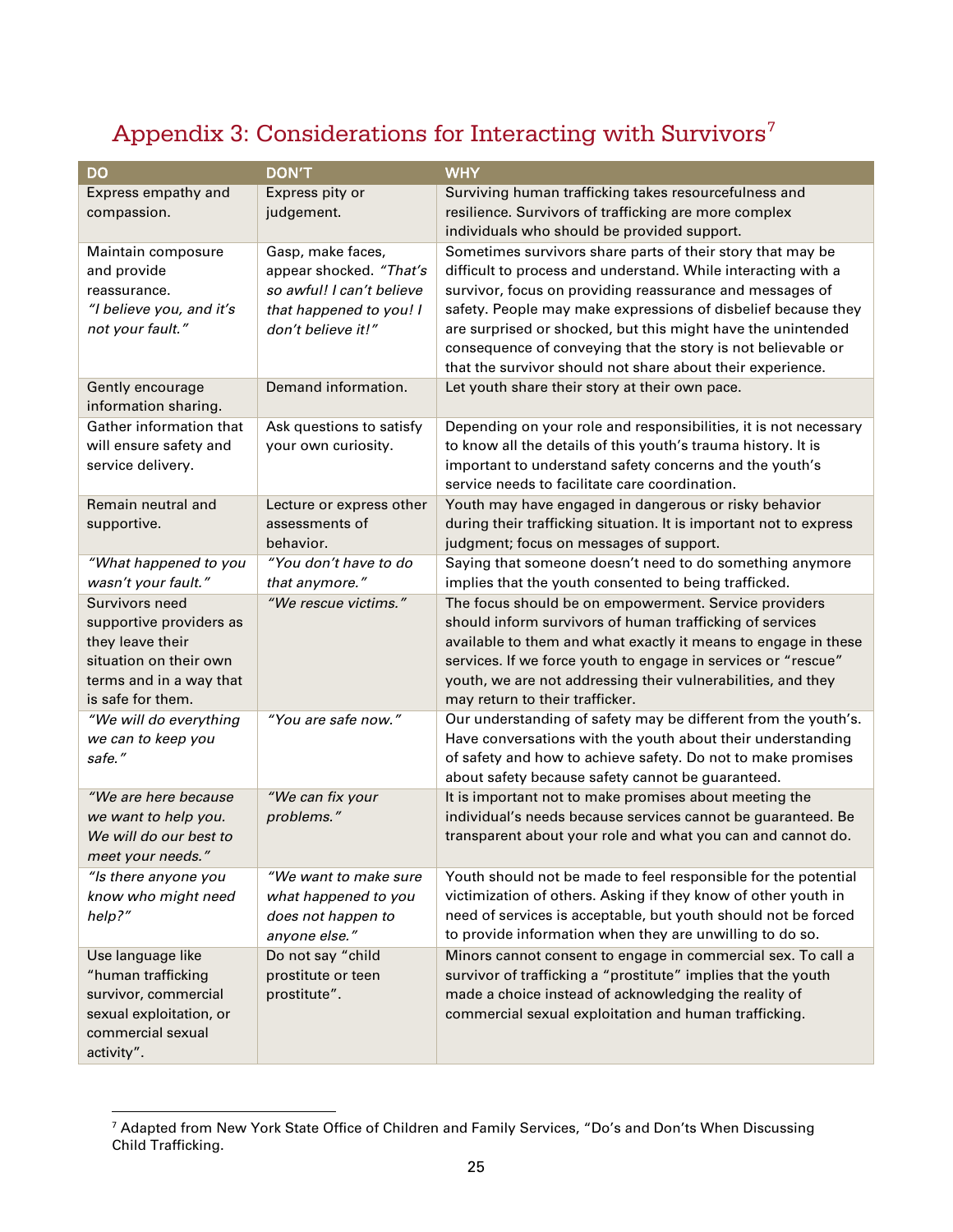# Appendix 3: Considerations for Interacting with Survivors[7]

| DO | DON'T | WHY |
|---|---|---|
| Express empathy and compassion. | Express pity or judgement. | Surviving human trafficking takes resourcefulness and resilience. Survivors of trafficking are more complex individuals who should be provided support. |
| Maintain composure and provide reassurance. *"I believe you, and it's not your fault."* | Gasp, make faces, appear shocked. *"That's so awful! I can't believe that happened to you! I don't believe it!"* | Sometimes survivors share parts of their story that may be difficult to process and understand. While interacting with a survivor, focus on providing reassurance and messages of safety. People may make expressions of disbelief because they are surprised or shocked, but this might have the unintended consequence of conveying that the story is not believable or that the survivor should not share about their experience. |
| Gently encourage information sharing. | Demand information. | Let youth share their story at their own pace. |
| Gather information that will ensure safety and service delivery. | Ask questions to satisfy your own curiosity. | Depending on your role and responsibilities, it is not necessary to know all the details of this youth's trauma history. It is important to understand safety concerns and the youth's service needs to facilitate care coordination. |
| Remain neutral and supportive. | Lecture or express other assessments of behavior. | Youth may have engaged in dangerous or risky behavior during their trafficking situation. It is important not to express judgment; focus on messages of support. |
| *"What happened to you wasn't your fault."* | *"You don't have to do that anymore."* | Saying that someone doesn't need to do something anymore implies that the youth consented to being trafficked. |
| Survivors need supportive providers as they leave their situation on their own terms and in a way that is safe for them. | *"We rescue victims."* | The focus should be on empowerment. Service providers should inform survivors of human trafficking of services available to them and what exactly it means to engage in these services. If we force youth to engage in services or "rescue" youth, we are not addressing their vulnerabilities, and they may return to their trafficker. |
| *"We will do everything we can to keep you safe."* | *"You are safe now."* | Our understanding of safety may be different from the youth's. Have conversations with the youth about their understanding of safety and how to achieve safety. Do not to make promises about safety because safety cannot be guaranteed. |
| *"We are here because we want to help you. We will do our best to meet your needs."* | *"We can fix your problems."* | It is important not to make promises about meeting the individual's needs because services cannot be guaranteed. Be transparent about your role and what you can and cannot do. |
| *"Is there anyone you know who might need help?"* | *"We want to make sure what happened to you does not happen to anyone else."* | Youth should not be made to feel responsible for the potential victimization of others. Asking if they know of other youth in need of services is acceptable, but youth should not be forced to provide information when they are unwilling to do so. |
| Use language like "human trafficking survivor, commercial sexual exploitation, or commercial sexual activity". | Do not say "child prostitute or teen prostitute". | Minors cannot consent to engage in commercial sex. To call a survivor of trafficking a "prostitute" implies that the youth made a choice instead of acknowledging the reality of commercial sexual exploitation and human trafficking. |

[7] Adapted from New York State Office of Children and Family Services, "Do's and Don'ts When Discussing Child Trafficking.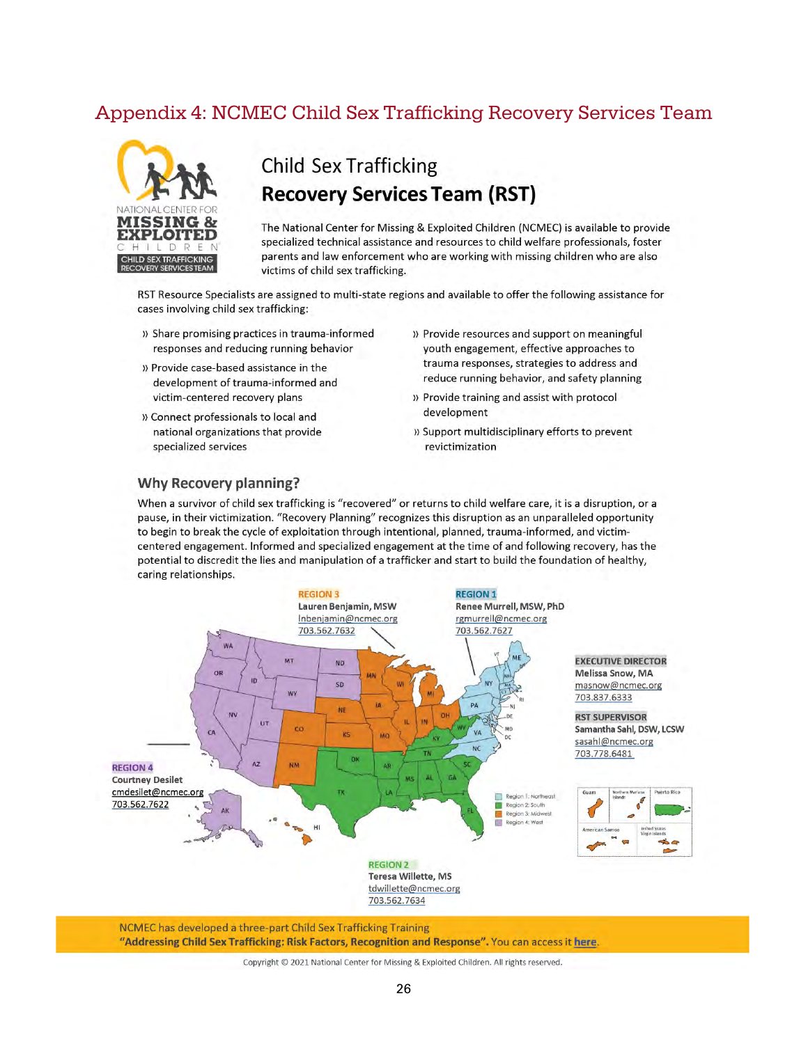# Appendix 4: NCMEC Child Sex Trafficking Recovery Services Team

NATIONAL CENTER FOR MISSING & EXPLOITED CHILDREN

CHILD SEX TRAFFICKING RECOVERY SERVICES TEAM

## Child Sex Trafficking **Recovery Services Team (RST)**

The National Center for Missing & Exploited Children (NCMEC) is available to provide specialized technical assistance and resources to child welfare professionals, foster parents and law enforcement who are working with missing children who are also victims of child sex trafficking.

RST Resource Specialists are assigned to multi-state regions and available to offer the following assistance for cases involving child sex trafficking:

- Share promising practices in trauma-informed responses and reducing running behavior
- Provide case-based assistance in the development of trauma-informed and victim-centered recovery plans
- Connect professionals to local and national organizations that provide specialized services
- Provide resources and support on meaningful youth engagement, effective approaches to trauma responses, strategies to address and reduce running behavior, and safety planning
- Provide training and assist with protocol development
- Support multidisciplinary efforts to prevent revictimization

### Why Recovery planning?

When a survivor of child sex trafficking is "recovered" or returns to child welfare care, it is a disruption, or a pause, in their victimization. "Recovery Planning" recognizes this disruption as an unparalleled opportunity to begin to break the cycle of exploitation through intentional, planned, trauma-informed, and victim-centered engagement. Informed and specialized engagement at the time of and following recovery, has the potential to discredit the lies and manipulation of a trafficker and start to build the foundation of healthy, caring relationships.

**REGION 1**
**Renee Murrell, MSW, PhD**
rgmurrell@ncmec.org
703.562.7627

**REGION 2**
**Teresa Willette, MS**
tdwillette@ncmec.org
703.562.7634

**REGION 3**
**Lauren Benjamin, MSW**
lnbenjamin@ncmec.org
703.562.7632

**REGION 4**
**Courtney Desilet**
cmdesilet@ncmec.org
703.562.7622

**EXECUTIVE DIRECTOR**
**Melissa Snow, MA**
masnow@ncmec.org
703.837.6333

**RST SUPERVISOR**
**Samantha Sahl, DSW, LCSW**
sasahl@ncmec.org
703.778.6481

Region 1: Northeast
Region 2: South
Region 3: Midwest
Region 4: West

NCMEC has developed a three-part Child Sex Trafficking Training **"Addressing Child Sex Trafficking: Risk Factors, Recognition and Response".** You can access it **here**.

Copyright © 2021 National Center for Missing & Exploited Children. All rights reserved.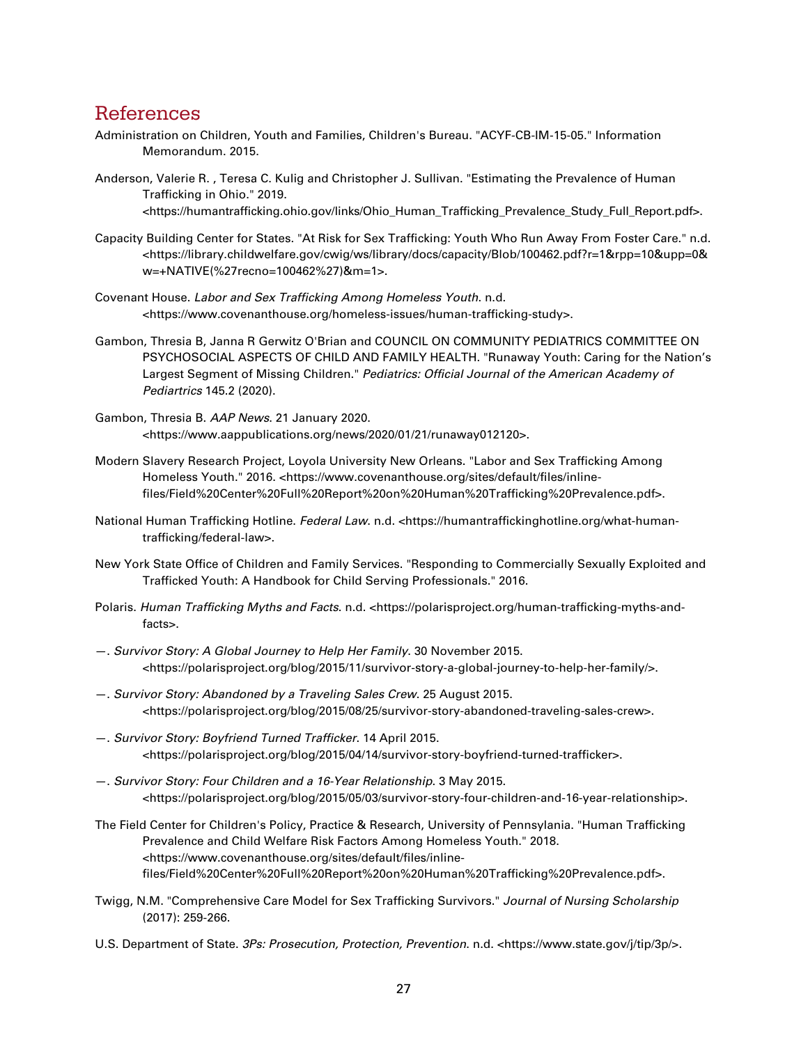## References

Administration on Children, Youth and Families, Children's Bureau. "ACYF-CB-IM-15-05." Information Memorandum. 2015.

Anderson, Valerie R. , Teresa C. Kulig and Christopher J. Sullivan. "Estimating the Prevalence of Human Trafficking in Ohio." 2019. <https://humantrafficking.ohio.gov/links/Ohio_Human_Trafficking_Prevalence_Study_Full_Report.pdf>.

Capacity Building Center for States. "At Risk for Sex Trafficking: Youth Who Run Away From Foster Care." n.d. <https://library.childwelfare.gov/cwig/ws/library/docs/capacity/Blob/100462.pdf?r=1&rpp=10&upp=0&w=+NATIVE(%27recno=100462%27)&m=1>.

Covenant House. *Labor and Sex Trafficking Among Homeless Youth*. n.d. <https://www.covenanthouse.org/homeless-issues/human-trafficking-study>.

Gambon, Thresia B, Janna R Gerwitz O'Brian and COUNCIL ON COMMUNITY PEDIATRICS COMMITTEE ON PSYCHOSOCIAL ASPECTS OF CHILD AND FAMILY HEALTH. "Runaway Youth: Caring for the Nation's Largest Segment of Missing Children." *Pediatrics: Official Journal of the American Academy of Pediartrics* 145.2 (2020).

Gambon, Thresia B. *AAP News*. 21 January 2020. <https://www.aappublications.org/news/2020/01/21/runaway012120>.

Modern Slavery Research Project, Loyola University New Orleans. "Labor and Sex Trafficking Among Homeless Youth." 2016. <https://www.covenanthouse.org/sites/default/files/inline-files/Field%20Center%20Full%20Report%20on%20Human%20Trafficking%20Prevalence.pdf>.

National Human Trafficking Hotline. *Federal Law*. n.d. <https://humantraffickinghotline.org/what-human-trafficking/federal-law>.

New York State Office of Children and Family Services. "Responding to Commercially Sexually Exploited and Trafficked Youth: A Handbook for Child Serving Professionals." 2016.

Polaris. *Human Trafficking Myths and Facts*. n.d. <https://polarisproject.org/human-trafficking-myths-and-facts>.

—. *Survivor Story: A Global Journey to Help Her Family*. 30 November 2015. <https://polarisproject.org/blog/2015/11/survivor-story-a-global-journey-to-help-her-family/>.

—. *Survivor Story: Abandoned by a Traveling Sales Crew*. 25 August 2015. <https://polarisproject.org/blog/2015/08/25/survivor-story-abandoned-traveling-sales-crew>.

—. *Survivor Story: Boyfriend Turned Trafficker*. 14 April 2015. <https://polarisproject.org/blog/2015/04/14/survivor-story-boyfriend-turned-trafficker>.

—. *Survivor Story: Four Children and a 16-Year Relationship*. 3 May 2015. <https://polarisproject.org/blog/2015/05/03/survivor-story-four-children-and-16-year-relationship>.

The Field Center for Children's Policy, Practice & Research, University of Pennsylania. "Human Trafficking Prevalence and Child Welfare Risk Factors Among Homeless Youth." 2018. <https://www.covenanthouse.org/sites/default/files/inline-files/Field%20Center%20Full%20Report%20on%20Human%20Trafficking%20Prevalence.pdf>.

Twigg, N.M. "Comprehensive Care Model for Sex Trafficking Survivors." *Journal of Nursing Scholarship* (2017): 259-266.

U.S. Department of State. *3Ps: Prosecution, Protection, Prevention*. n.d. <https://www.state.gov/j/tip/3p/>.